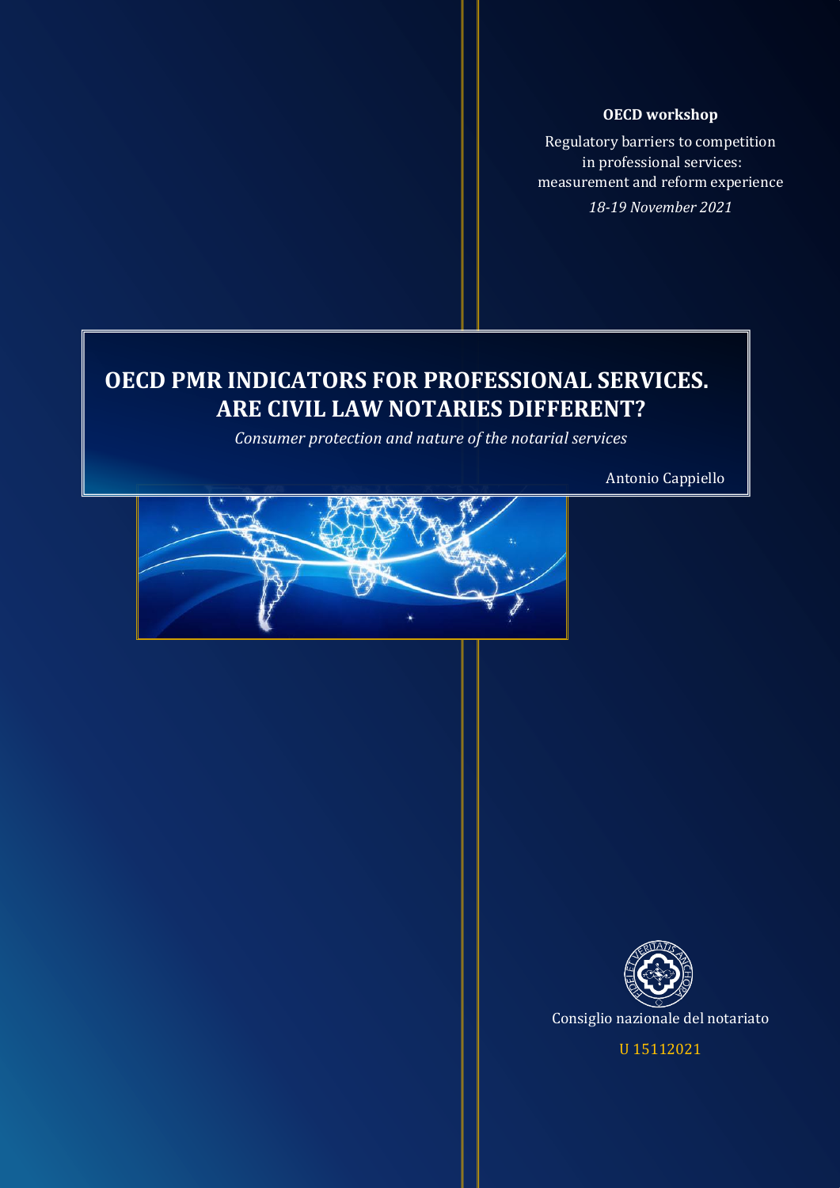**OECD workshop**

Regulatory barriers to competition in professional services: measurement and reform experience

*18-19 November 2021*

# OECD PMR INDICATORS FOR PROFESSIONAL SERVICES. ARE CIVIL LAW NOTARIES DIFFERENT?

*Consumer protection and nature of the notarial services*

Antonio Cappiello

Consiglio nazionale del notariato

U 15112021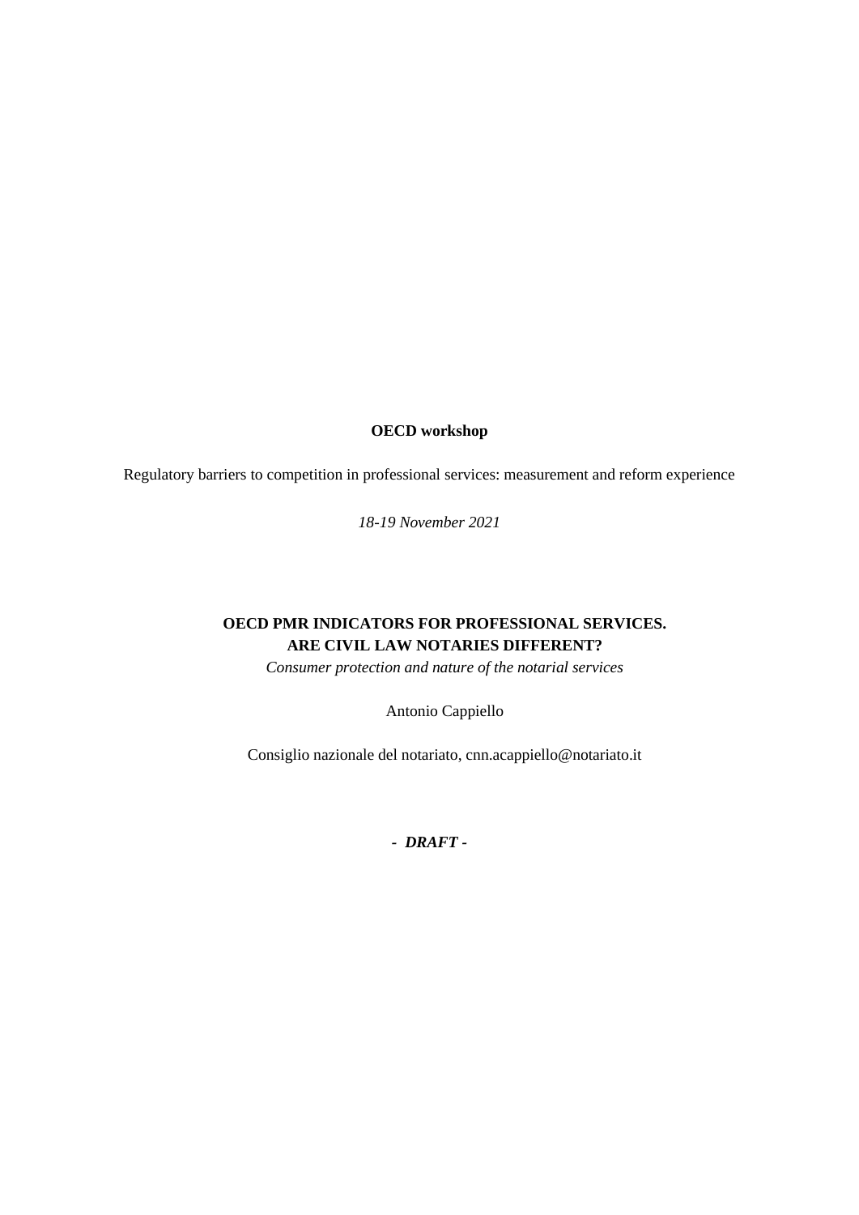**OECD workshop**

Regulatory barriers to competition in professional services: measurement and reform experience

*18-19 November 2021*

**OECD PMR INDICATORS FOR PROFESSIONAL SERVICES.**
**ARE CIVIL LAW NOTARIES DIFFERENT?**

*Consumer protection and nature of the notarial services*

Antonio Cappiello

Consiglio nazionale del notariato, cnn.acappiello@notariato.it

***- DRAFT -***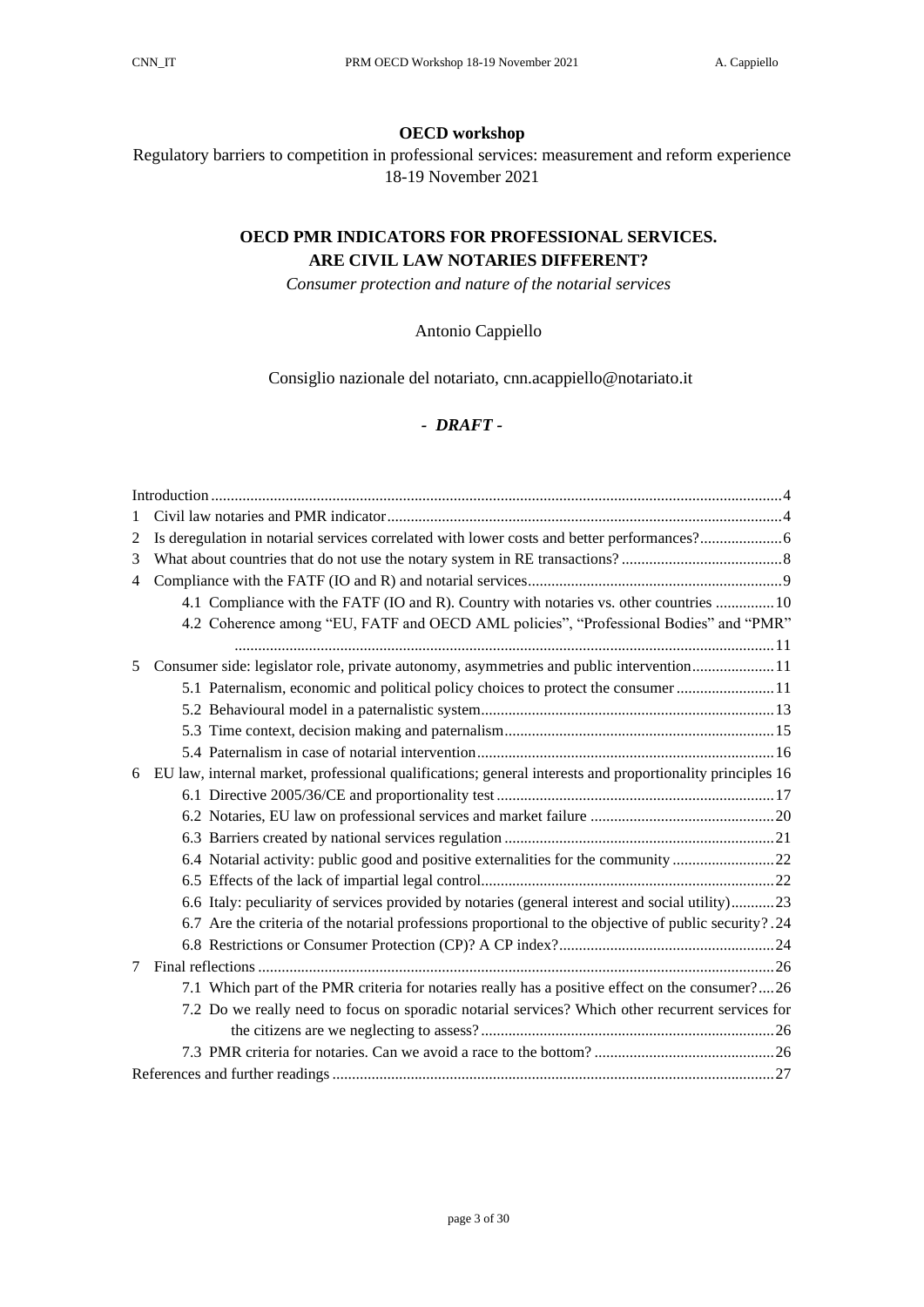**OECD workshop**

Regulatory barriers to competition in professional services: measurement and reform experience 18-19 November 2021

**OECD PMR INDICATORS FOR PROFESSIONAL SERVICES. ARE CIVIL LAW NOTARIES DIFFERENT?**

*Consumer protection and nature of the notarial services*

Antonio Cappiello

Consiglio nazionale del notariato, cnn.acappiello@notariato.it

***- DRAFT -***

Introduction .... 4

1 Civil law notaries and PMR indicator .... 4

2 Is deregulation in notarial services correlated with lower costs and better performances? .... 6

3 What about countries that do not use the notary system in RE transactions? .... 8

4 Compliance with the FATF (IO and R) and notarial services .... 9

- 4.1 Compliance with the FATF (IO and R). Country with notaries vs. other countries .... 10
- 4.2 Coherence among "EU, FATF and OECD AML policies", "Professional Bodies" and "PMR" .... 11

5 Consumer side: legislator role, private autonomy, asymmetries and public intervention .... 11

- 5.1 Paternalism, economic and political policy choices to protect the consumer .... 11
- 5.2 Behavioural model in a paternalistic system .... 13
- 5.3 Time context, decision making and paternalism .... 15
- 5.4 Paternalism in case of notarial intervention .... 16

6 EU law, internal market, professional qualifications; general interests and proportionality principles 16

- 6.1 Directive 2005/36/CE and proportionality test .... 17
- 6.2 Notaries, EU law on professional services and market failure .... 20
- 6.3 Barriers created by national services regulation .... 21
- 6.4 Notarial activity: public good and positive externalities for the community .... 22
- 6.5 Effects of the lack of impartial legal control .... 22
- 6.6 Italy: peculiarity of services provided by notaries (general interest and social utility) .... 23
- 6.7 Are the criteria of the notarial professions proportional to the objective of public security? .24
- 6.8 Restrictions or Consumer Protection (CP)? A CP index? .... 24

7 Final reflections .... 26

- 7.1 Which part of the PMR criteria for notaries really has a positive effect on the consumer? .... 26
- 7.2 Do we really need to focus on sporadic notarial services? Which other recurrent services for the citizens are we neglecting to assess? .... 26
- 7.3 PMR criteria for notaries. Can we avoid a race to the bottom? .... 26

References and further readings .... 27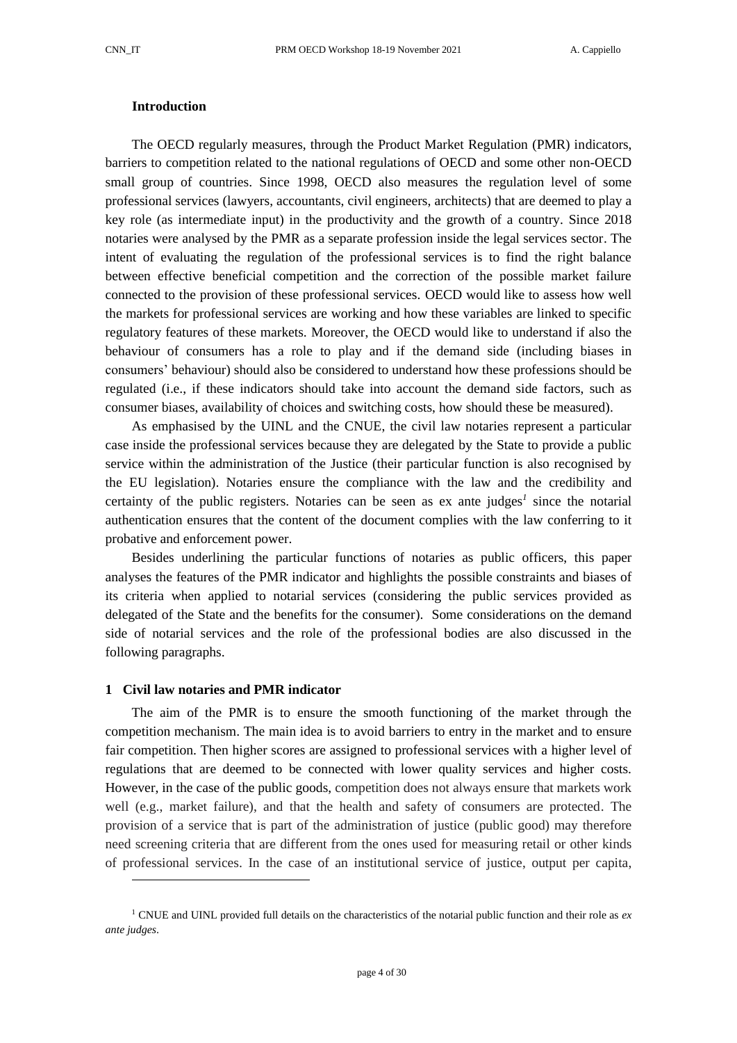## Introduction

The OECD regularly measures, through the Product Market Regulation (PMR) indicators, barriers to competition related to the national regulations of OECD and some other non-OECD small group of countries. Since 1998, OECD also measures the regulation level of some professional services (lawyers, accountants, civil engineers, architects) that are deemed to play a key role (as intermediate input) in the productivity and the growth of a country. Since 2018 notaries were analysed by the PMR as a separate profession inside the legal services sector. The intent of evaluating the regulation of the professional services is to find the right balance between effective beneficial competition and the correction of the possible market failure connected to the provision of these professional services. OECD would like to assess how well the markets for professional services are working and how these variables are linked to specific regulatory features of these markets. Moreover, the OECD would like to understand if also the behaviour of consumers has a role to play and if the demand side (including biases in consumers' behaviour) should also be considered to understand how these professions should be regulated (i.e., if these indicators should take into account the demand side factors, such as consumer biases, availability of choices and switching costs, how should these be measured).

As emphasised by the UINL and the CNUE, the civil law notaries represent a particular case inside the professional services because they are delegated by the State to provide a public service within the administration of the Justice (their particular function is also recognised by the EU legislation). Notaries ensure the compliance with the law and the credibility and certainty of the public registers. Notaries can be seen as ex ante judges[1] since the notarial authentication ensures that the content of the document complies with the law conferring to it probative and enforcement power.

Besides underlining the particular functions of notaries as public officers, this paper analyses the features of the PMR indicator and highlights the possible constraints and biases of its criteria when applied to notarial services (considering the public services provided as delegated of the State and the benefits for the consumer). Some considerations on the demand side of notarial services and the role of the professional bodies are also discussed in the following paragraphs.

## 1 Civil law notaries and PMR indicator

The aim of the PMR is to ensure the smooth functioning of the market through the competition mechanism. The main idea is to avoid barriers to entry in the market and to ensure fair competition. Then higher scores are assigned to professional services with a higher level of regulations that are deemed to be connected with lower quality services and higher costs. However, in the case of the public goods, competition does not always ensure that markets work well (e.g., market failure), and that the health and safety of consumers are protected. The provision of a service that is part of the administration of justice (public good) may therefore need screening criteria that are different from the ones used for measuring retail or other kinds of professional services. In the case of an institutional service of justice, output per capita,

[1] CNUE and UINL provided full details on the characteristics of the notarial public function and their role as *ex ante judges*.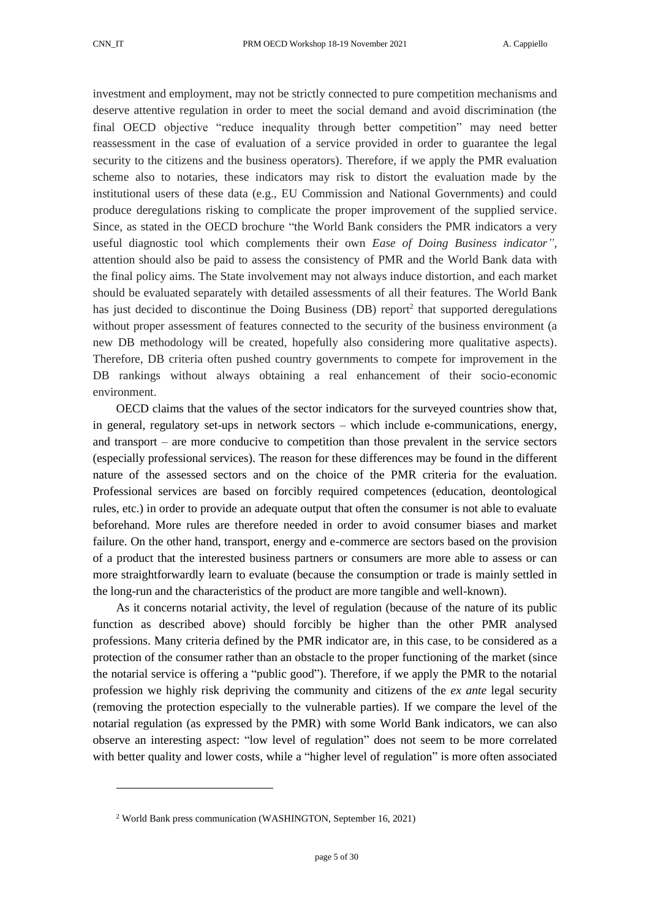investment and employment, may not be strictly connected to pure competition mechanisms and deserve attentive regulation in order to meet the social demand and avoid discrimination (the final OECD objective "reduce inequality through better competition" may need better reassessment in the case of evaluation of a service provided in order to guarantee the legal security to the citizens and the business operators). Therefore, if we apply the PMR evaluation scheme also to notaries, these indicators may risk to distort the evaluation made by the institutional users of these data (e.g., EU Commission and National Governments) and could produce deregulations risking to complicate the proper improvement of the supplied service. Since, as stated in the OECD brochure "the World Bank considers the PMR indicators a very useful diagnostic tool which complements their own *Ease of Doing Business indicator"*, attention should also be paid to assess the consistency of PMR and the World Bank data with the final policy aims. The State involvement may not always induce distortion, and each market should be evaluated separately with detailed assessments of all their features. The World Bank has just decided to discontinue the Doing Business (DB) report[2] that supported deregulations without proper assessment of features connected to the security of the business environment (a new DB methodology will be created, hopefully also considering more qualitative aspects). Therefore, DB criteria often pushed country governments to compete for improvement in the DB rankings without always obtaining a real enhancement of their socio-economic environment.

OECD claims that the values of the sector indicators for the surveyed countries show that, in general, regulatory set-ups in network sectors – which include e-communications, energy, and transport – are more conducive to competition than those prevalent in the service sectors (especially professional services). The reason for these differences may be found in the different nature of the assessed sectors and on the choice of the PMR criteria for the evaluation. Professional services are based on forcibly required competences (education, deontological rules, etc.) in order to provide an adequate output that often the consumer is not able to evaluate beforehand. More rules are therefore needed in order to avoid consumer biases and market failure. On the other hand, transport, energy and e-commerce are sectors based on the provision of a product that the interested business partners or consumers are more able to assess or can more straightforwardly learn to evaluate (because the consumption or trade is mainly settled in the long-run and the characteristics of the product are more tangible and well-known).

As it concerns notarial activity, the level of regulation (because of the nature of its public function as described above) should forcibly be higher than the other PMR analysed professions. Many criteria defined by the PMR indicator are, in this case, to be considered as a protection of the consumer rather than an obstacle to the proper functioning of the market (since the notarial service is offering a "public good"). Therefore, if we apply the PMR to the notarial profession we highly risk depriving the community and citizens of the *ex ante* legal security (removing the protection especially to the vulnerable parties). If we compare the level of the notarial regulation (as expressed by the PMR) with some World Bank indicators, we can also observe an interesting aspect: "low level of regulation" does not seem to be more correlated with better quality and lower costs, while a "higher level of regulation" is more often associated

[2] World Bank press communication (WASHINGTON, September 16, 2021)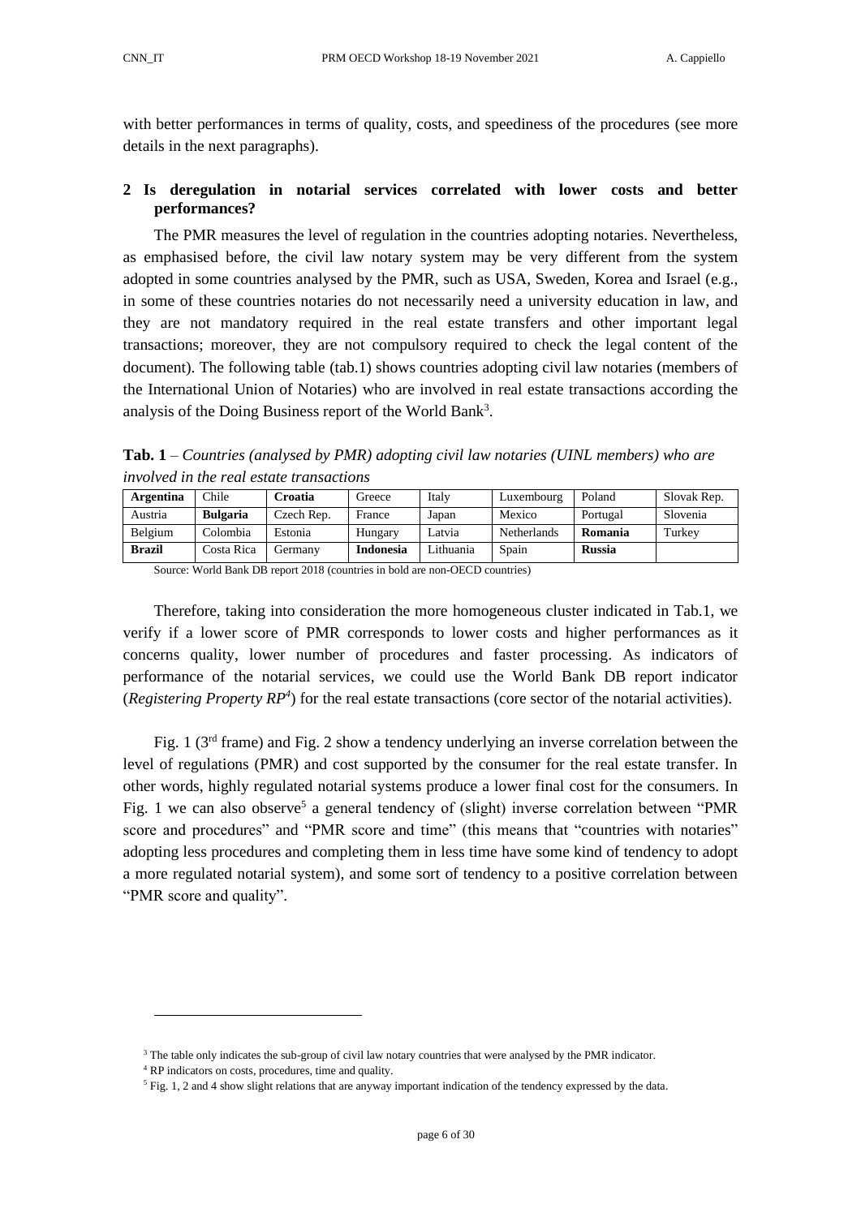with better performances in terms of quality, costs, and speediness of the procedures (see more details in the next paragraphs).

## 2 Is deregulation in notarial services correlated with lower costs and better performances?

The PMR measures the level of regulation in the countries adopting notaries. Nevertheless, as emphasised before, the civil law notary system may be very different from the system adopted in some countries analysed by the PMR, such as USA, Sweden, Korea and Israel (e.g., in some of these countries notaries do not necessarily need a university education in law, and they are not mandatory required in the real estate transfers and other important legal transactions; moreover, they are not compulsory required to check the legal content of the document). The following table (tab.1) shows countries adopting civil law notaries (members of the International Union of Notaries) who are involved in real estate transactions according the analysis of the Doing Business report of the World Bank[3].

**Tab. 1** – *Countries (analysed by PMR) adopting civil law notaries (UINL members) who are involved in the real estate transactions*

| **Argentina** | Chile | **Croatia** | Greece | Italy | Luxembourg | Poland | Slovak Rep. |
|---|---|---|---|---|---|---|---|
| Austria | **Bulgaria** | Czech Rep. | France | Japan | Mexico | Portugal | Slovenia |
| Belgium | Colombia | Estonia | Hungary | Latvia | Netherlands | **Romania** | Turkey |
| **Brazil** | Costa Rica | Germany | **Indonesia** | Lithuania | Spain | **Russia** | |

Source: World Bank DB report 2018 (countries in bold are non-OECD countries)

Therefore, taking into consideration the more homogeneous cluster indicated in Tab.1, we verify if a lower score of PMR corresponds to lower costs and higher performances as it concerns quality, lower number of procedures and faster processing. As indicators of performance of the notarial services, we could use the World Bank DB report indicator (*Registering Property RP*[4]) for the real estate transactions (core sector of the notarial activities).

Fig. 1 (3rd frame) and Fig. 2 show a tendency underlying an inverse correlation between the level of regulations (PMR) and cost supported by the consumer for the real estate transfer. In other words, highly regulated notarial systems produce a lower final cost for the consumers. In Fig. 1 we can also observe[5] a general tendency of (slight) inverse correlation between "PMR score and procedures" and "PMR score and time" (this means that "countries with notaries" adopting less procedures and completing them in less time have some kind of tendency to adopt a more regulated notarial system), and some sort of tendency to a positive correlation between "PMR score and quality".

[3] The table only indicates the sub-group of civil law notary countries that were analysed by the PMR indicator.

[4] RP indicators on costs, procedures, time and quality.

[5] Fig. 1, 2 and 4 show slight relations that are anyway important indication of the tendency expressed by the data.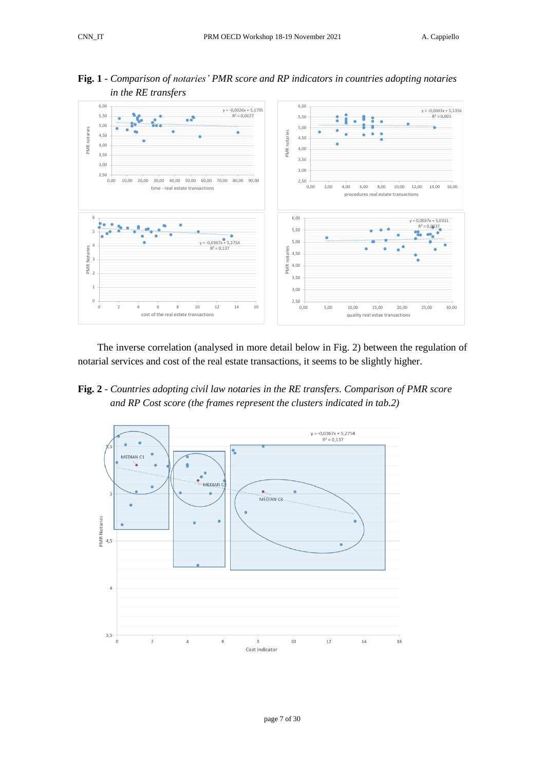**Fig. 1** - *Comparison of notaries' PMR score and RP indicators in countries adopting notaries in the RE transfers*

The inverse correlation (analysed in more detail below in Fig. 2) between the regulation of notarial services and cost of the real estate transactions, it seems to be slightly higher.

**Fig. 2** - *Countries adopting civil law notaries in the RE transfers. Comparison of PMR score and RP Cost score (the frames represent the clusters indicated in tab.2)*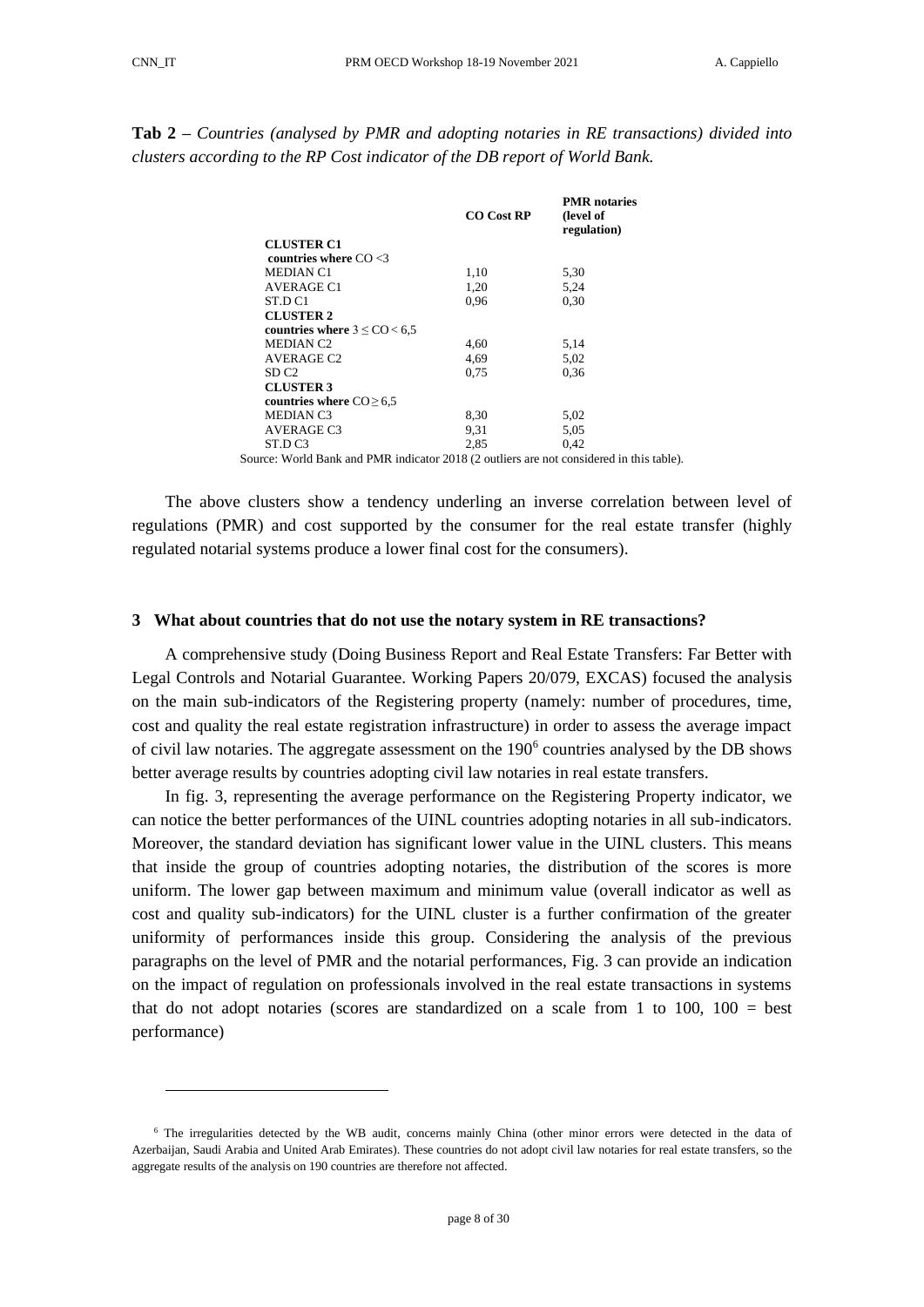**Tab 2** – *Countries (analysed by PMR and adopting notaries in RE transactions) divided into clusters according to the RP Cost indicator of the DB report of World Bank.*

| | **CO Cost RP** | **PMR notaries (level of regulation)** |
|---|---|---|
| **CLUSTER C1** | | |
| **countries where** CO <3 | | |
| MEDIAN C1 | 1,10 | 5,30 |
| AVERAGE C1 | 1,20 | 5,24 |
| ST.D C1 | 0,96 | 0,30 |
| **CLUSTER 2** | | |
| **countries where** $3 \leq$ CO < 6,5 | | |
| MEDIAN C2 | 4,60 | 5,14 |
| AVERAGE C2 | 4,69 | 5,02 |
| SD C2 | 0,75 | 0,36 |
| **CLUSTER 3** | | |
| **countries where** CO $\geq$ 6,5 | | |
| MEDIAN C3 | 8,30 | 5,02 |
| AVERAGE C3 | 9,31 | 5,05 |
| ST.D C3 | 2,85 | 0,42 |

Source: World Bank and PMR indicator 2018 (2 outliers are not considered in this table).

The above clusters show a tendency underling an inverse correlation between level of regulations (PMR) and cost supported by the consumer for the real estate transfer (highly regulated notarial systems produce a lower final cost for the consumers).

## 3 What about countries that do not use the notary system in RE transactions?

A comprehensive study (Doing Business Report and Real Estate Transfers: Far Better with Legal Controls and Notarial Guarantee. Working Papers 20/079, EXCAS) focused the analysis on the main sub-indicators of the Registering property (namely: number of procedures, time, cost and quality the real estate registration infrastructure) in order to assess the average impact of civil law notaries. The aggregate assessment on the 190[6] countries analysed by the DB shows better average results by countries adopting civil law notaries in real estate transfers.

In fig. 3, representing the average performance on the Registering Property indicator, we can notice the better performances of the UINL countries adopting notaries in all sub-indicators. Moreover, the standard deviation has significant lower value in the UINL clusters. This means that inside the group of countries adopting notaries, the distribution of the scores is more uniform. The lower gap between maximum and minimum value (overall indicator as well as cost and quality sub-indicators) for the UINL cluster is a further confirmation of the greater uniformity of performances inside this group. Considering the analysis of the previous paragraphs on the level of PMR and the notarial performances, Fig. 3 can provide an indication on the impact of regulation on professionals involved in the real estate transactions in systems that do not adopt notaries (scores are standardized on a scale from 1 to 100, 100 = best performance)

---

[6] The irregularities detected by the WB audit, concerns mainly China (other minor errors were detected in the data of Azerbaijan, Saudi Arabia and United Arab Emirates). These countries do not adopt civil law notaries for real estate transfers, so the aggregate results of the analysis on 190 countries are therefore not affected.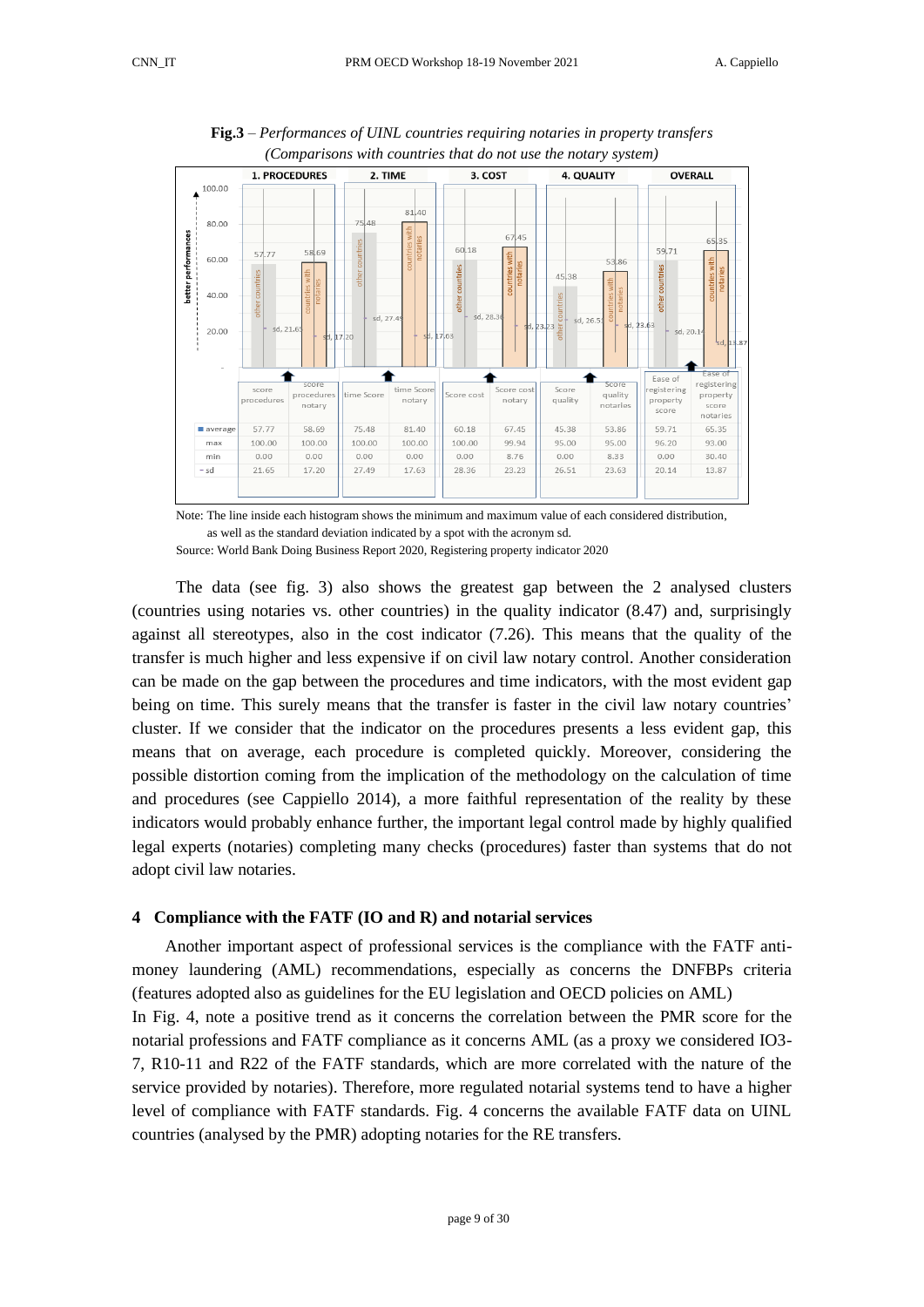**Fig.3** – *Performances of UINL countries requiring notaries in property transfers (Comparisons with countries that do not use the notary system)*

| | 1. PROCEDURES | | 2. TIME | | 3. COST | | 4. QUALITY | | OVERALL | |
|---|---|---|---|---|---|---|---|---|---|---|
| | score procedures | score procedures notary | time Score | time Score notary | Score cost | Score cost notary | Score quality | Score quality notaries | Ease of registering property score | Ease of registering property score notaries |
| average | 57.77 | 58.69 | 75.48 | 81.40 | 60.18 | 67.45 | 45.38 | 53.86 | 59.71 | 65.35 |
| max | 100.00 | 100.00 | 100.00 | 100.00 | 100.00 | 99.94 | 95.00 | 95.00 | 96.20 | 93.00 |
| min | 0.00 | 0.00 | 0.00 | 0.00 | 0.00 | 8.76 | 0.00 | 8.33 | 0.00 | 30.40 |
| sd | 21.65 | 17.20 | 27.49 | 17.63 | 28.36 | 23.23 | 26.51 | 23.63 | 20.14 | 13.87 |

Note: The line inside each histogram shows the minimum and maximum value of each considered distribution, as well as the standard deviation indicated by a spot with the acronym sd.
Source: World Bank Doing Business Report 2020, Registering property indicator 2020

The data (see fig. 3) also shows the greatest gap between the 2 analysed clusters (countries using notaries vs. other countries) in the quality indicator (8.47) and, surprisingly against all stereotypes, also in the cost indicator (7.26). This means that the quality of the transfer is much higher and less expensive if on civil law notary control. Another consideration can be made on the gap between the procedures and time indicators, with the most evident gap being on time. This surely means that the transfer is faster in the civil law notary countries' cluster. If we consider that the indicator on the procedures presents a less evident gap, this means that on average, each procedure is completed quickly. Moreover, considering the possible distortion coming from the implication of the methodology on the calculation of time and procedures (see Cappiello 2014), a more faithful representation of the reality by these indicators would probably enhance further, the important legal control made by highly qualified legal experts (notaries) completing many checks (procedures) faster than systems that do not adopt civil law notaries.

## 4 Compliance with the FATF (IO and R) and notarial services

Another important aspect of professional services is the compliance with the FATF anti-money laundering (AML) recommendations, especially as concerns the DNFBPs criteria (features adopted also as guidelines for the EU legislation and OECD policies on AML)
In Fig. 4, note a positive trend as it concerns the correlation between the PMR score for the notarial professions and FATF compliance as it concerns AML (as a proxy we considered IO3-7, R10-11 and R22 of the FATF standards, which are more correlated with the nature of the service provided by notaries). Therefore, more regulated notarial systems tend to have a higher level of compliance with FATF standards. Fig. 4 concerns the available FATF data on UINL countries (analysed by the PMR) adopting notaries for the RE transfers.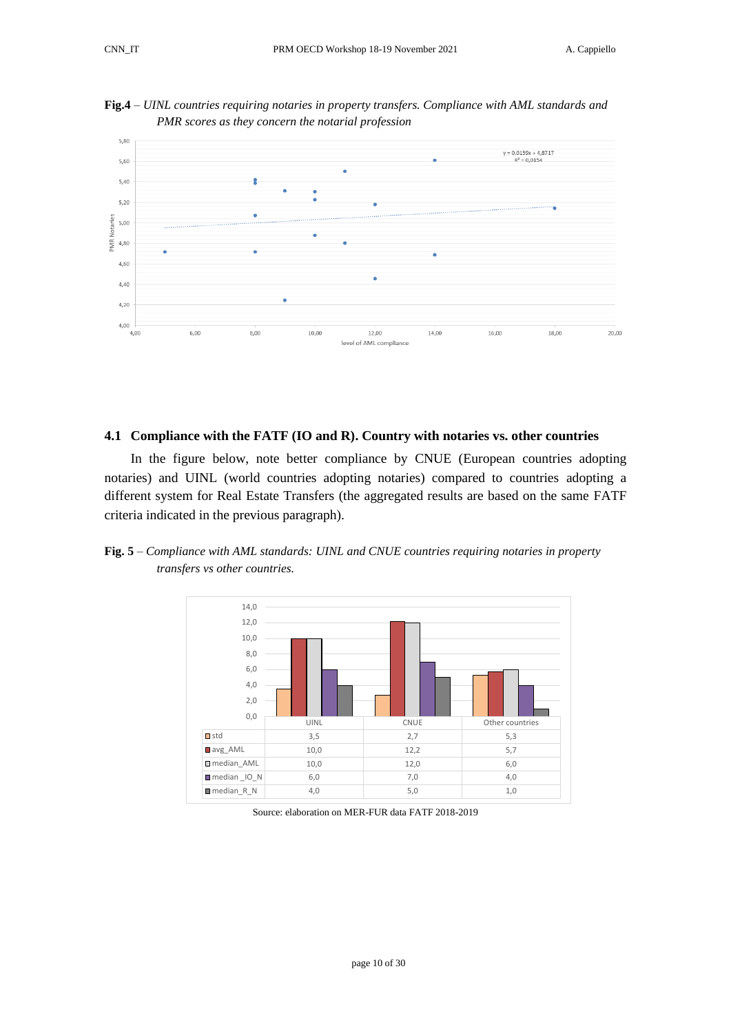**Fig.4** – *UINL countries requiring notaries in property transfers. Compliance with AML standards and PMR scores as they concern the notarial profession*

## 4.1 Compliance with the FATF (IO and R). Country with notaries vs. other countries

In the figure below, note better compliance by CNUE (European countries adopting notaries) and UINL (world countries adopting notaries) compared to countries adopting a different system for Real Estate Transfers (the aggregated results are based on the same FATF criteria indicated in the previous paragraph).

**Fig. 5** – *Compliance with AML standards: UINL and CNUE countries requiring notaries in property transfers vs other countries.*

| | UINL | CNUE | Other countries |
|---|---|---|---|
| std | 3,5 | 2,7 | 5,3 |
| avg_AML | 10,0 | 12,2 | 5,7 |
| median_AML | 10,0 | 12,0 | 6,0 |
| median _IO_N | 6,0 | 7,0 | 4,0 |
| median_R_N | 4,0 | 5,0 | 1,0 |

Source: elaboration on MER-FUR data FATF 2018-2019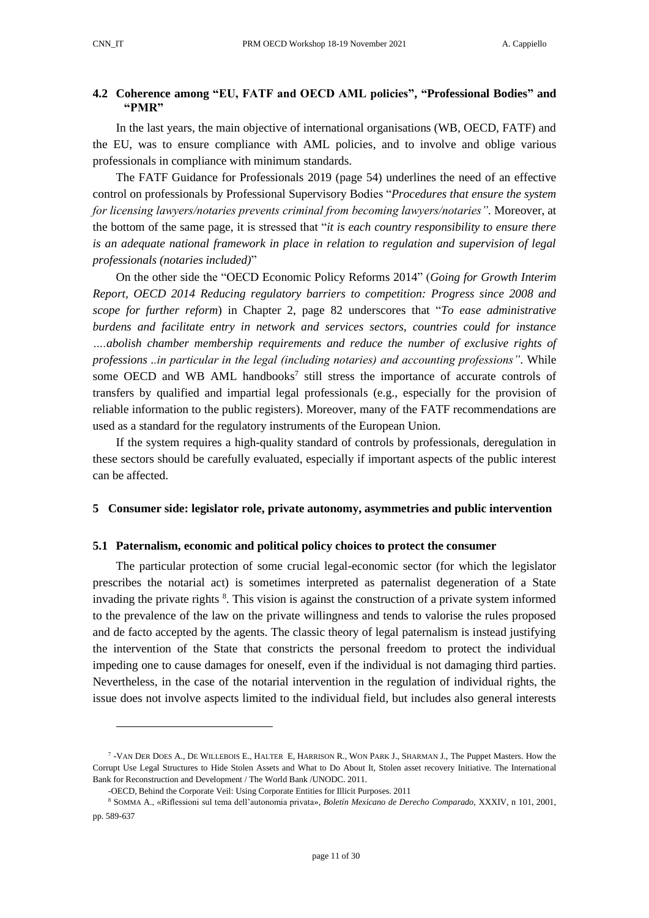### 4.2 Coherence among "EU, FATF and OECD AML policies", "Professional Bodies" and "PMR"

In the last years, the main objective of international organisations (WB, OECD, FATF) and the EU, was to ensure compliance with AML policies, and to involve and oblige various professionals in compliance with minimum standards.

The FATF Guidance for Professionals 2019 (page 54) underlines the need of an effective control on professionals by Professional Supervisory Bodies "*Procedures that ensure the system for licensing lawyers/notaries prevents criminal from becoming lawyers/notaries"*. Moreover, at the bottom of the same page, it is stressed that "*it is each country responsibility to ensure there is an adequate national framework in place in relation to regulation and supervision of legal professionals (notaries included)*"

On the other side the "OECD Economic Policy Reforms 2014" (*Going for Growth Interim Report, OECD 2014 Reducing regulatory barriers to competition: Progress since 2008 and scope for further reform*) in Chapter 2, page 82 underscores that "*To ease administrative burdens and facilitate entry in network and services sectors, countries could for instance ….abolish chamber membership requirements and reduce the number of exclusive rights of professions ..in particular in the legal (including notaries) and accounting professions"*. While some OECD and WB AML handbooks[7] still stress the importance of accurate controls of transfers by qualified and impartial legal professionals (e.g., especially for the provision of reliable information to the public registers). Moreover, many of the FATF recommendations are used as a standard for the regulatory instruments of the European Union.

If the system requires a high-quality standard of controls by professionals, deregulation in these sectors should be carefully evaluated, especially if important aspects of the public interest can be affected.

## 5 Consumer side: legislator role, private autonomy, asymmetries and public intervention

### 5.1 Paternalism, economic and political policy choices to protect the consumer

The particular protection of some crucial legal-economic sector (for which the legislator prescribes the notarial act) is sometimes interpreted as paternalist degeneration of a State invading the private rights [8]. This vision is against the construction of a private system informed to the prevalence of the law on the private willingness and tends to valorise the rules proposed and de facto accepted by the agents. The classic theory of legal paternalism is instead justifying the intervention of the State that constricts the personal freedom to protect the individual impeding one to cause damages for oneself, even if the individual is not damaging third parties. Nevertheless, in the case of the notarial intervention in the regulation of individual rights, the issue does not involve aspects limited to the individual field, but includes also general interests

---

[7] -VAN DER DOES A., DE WILLEBOIS E., HALTER E, HARRISON R., WON PARK J., SHARMAN J., The Puppet Masters. How the Corrupt Use Legal Structures to Hide Stolen Assets and What to Do About It, Stolen asset recovery Initiative. The International Bank for Reconstruction and Development / The World Bank /UNODC. 2011.

-OECD, Behind the Corporate Veil: Using Corporate Entities for Illicit Purposes. 2011

[8] SOMMA A., «Riflessioni sul tema dell'autonomia privata», *Boletín Mexicano de Derecho Comparado*, XXXIV, n 101, 2001, pp. 589-637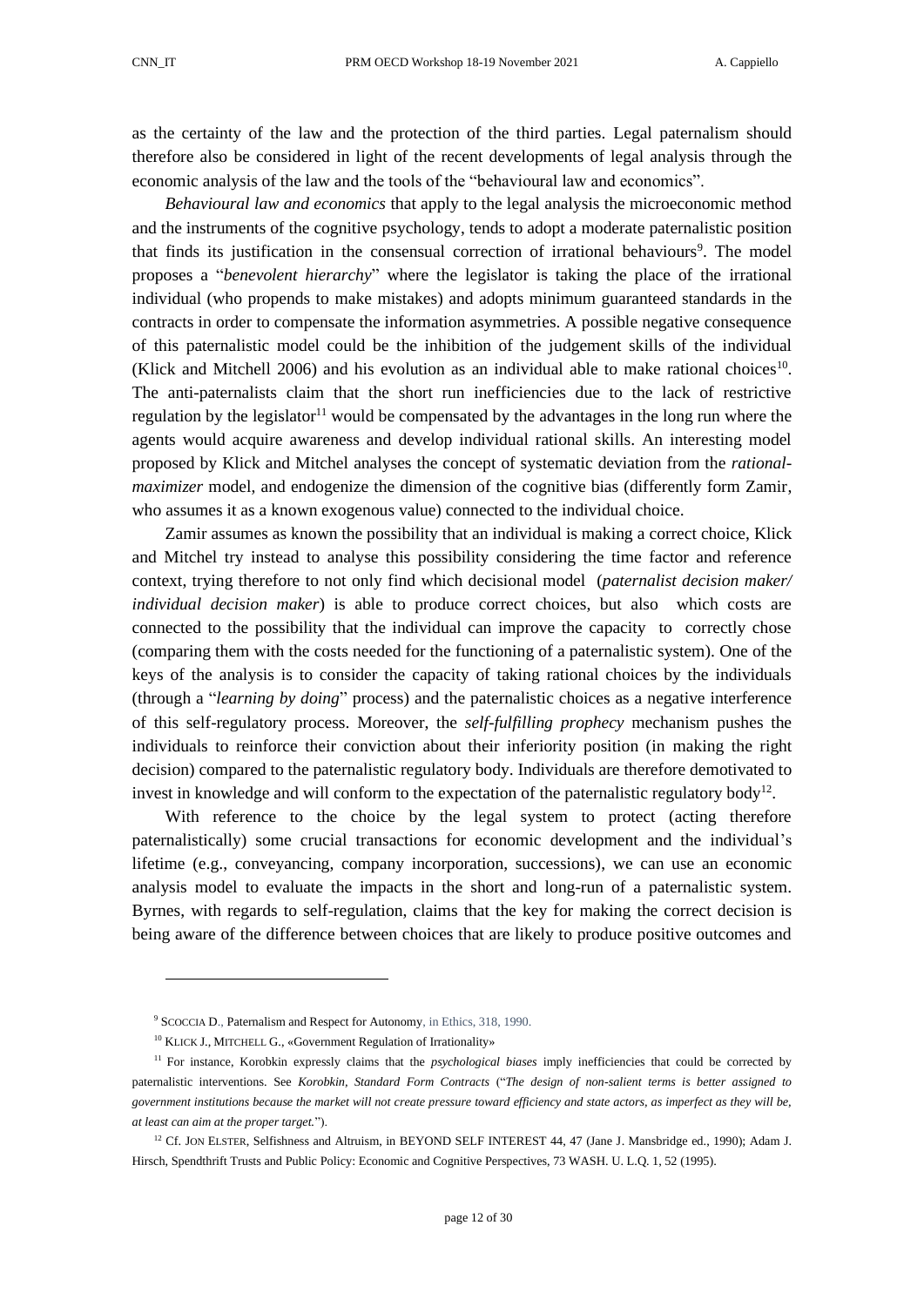as the certainty of the law and the protection of the third parties. Legal paternalism should therefore also be considered in light of the recent developments of legal analysis through the economic analysis of the law and the tools of the "behavioural law and economics".

*Behavioural law and economics* that apply to the legal analysis the microeconomic method and the instruments of the cognitive psychology, tends to adopt a moderate paternalistic position that finds its justification in the consensual correction of irrational behaviours[9]. The model proposes a "*benevolent hierarchy*" where the legislator is taking the place of the irrational individual (who propends to make mistakes) and adopts minimum guaranteed standards in the contracts in order to compensate the information asymmetries. A possible negative consequence of this paternalistic model could be the inhibition of the judgement skills of the individual (Klick and Mitchell 2006) and his evolution as an individual able to make rational choices[10]. The anti-paternalists claim that the short run inefficiencies due to the lack of restrictive regulation by the legislator[11] would be compensated by the advantages in the long run where the agents would acquire awareness and develop individual rational skills. An interesting model proposed by Klick and Mitchel analyses the concept of systematic deviation from the *rational-maximizer* model, and endogenize the dimension of the cognitive bias (differently form Zamir, who assumes it as a known exogenous value) connected to the individual choice.

Zamir assumes as known the possibility that an individual is making a correct choice, Klick and Mitchel try instead to analyse this possibility considering the time factor and reference context, trying therefore to not only find which decisional model (*paternalist decision maker/ individual decision maker*) is able to produce correct choices, but also which costs are connected to the possibility that the individual can improve the capacity to correctly chose (comparing them with the costs needed for the functioning of a paternalistic system). One of the keys of the analysis is to consider the capacity of taking rational choices by the individuals (through a "*learning by doing*" process) and the paternalistic choices as a negative interference of this self-regulatory process. Moreover, the *self-fulfilling prophecy* mechanism pushes the individuals to reinforce their conviction about their inferiority position (in making the right decision) compared to the paternalistic regulatory body. Individuals are therefore demotivated to invest in knowledge and will conform to the expectation of the paternalistic regulatory body[12].

With reference to the choice by the legal system to protect (acting therefore paternalistically) some crucial transactions for economic development and the individual's lifetime (e.g., conveyancing, company incorporation, successions), we can use an economic analysis model to evaluate the impacts in the short and long-run of a paternalistic system. Byrnes, with regards to self-regulation, claims that the key for making the correct decision is being aware of the difference between choices that are likely to produce positive outcomes and

---

[9] SCOCCIA D., Paternalism and Respect for Autonomy, in Ethics, 318, 1990.

[10] KLICK J., MITCHELL G., «Government Regulation of Irrationality»

[11] For instance, Korobkin expressly claims that the *psychological biases* imply inefficiencies that could be corrected by paternalistic interventions. See *Korobkin, Standard Form Contracts* ("*The design of non-salient terms is better assigned to government institutions because the market will not create pressure toward efficiency and state actors, as imperfect as they will be, at least can aim at the proper target.*").

[12] Cf. JON ELSTER, Selfishness and Altruism, in BEYOND SELF INTEREST 44, 47 (Jane J. Mansbridge ed., 1990); Adam J. Hirsch, Spendthrift Trusts and Public Policy: Economic and Cognitive Perspectives, 73 WASH. U. L.Q. 1, 52 (1995).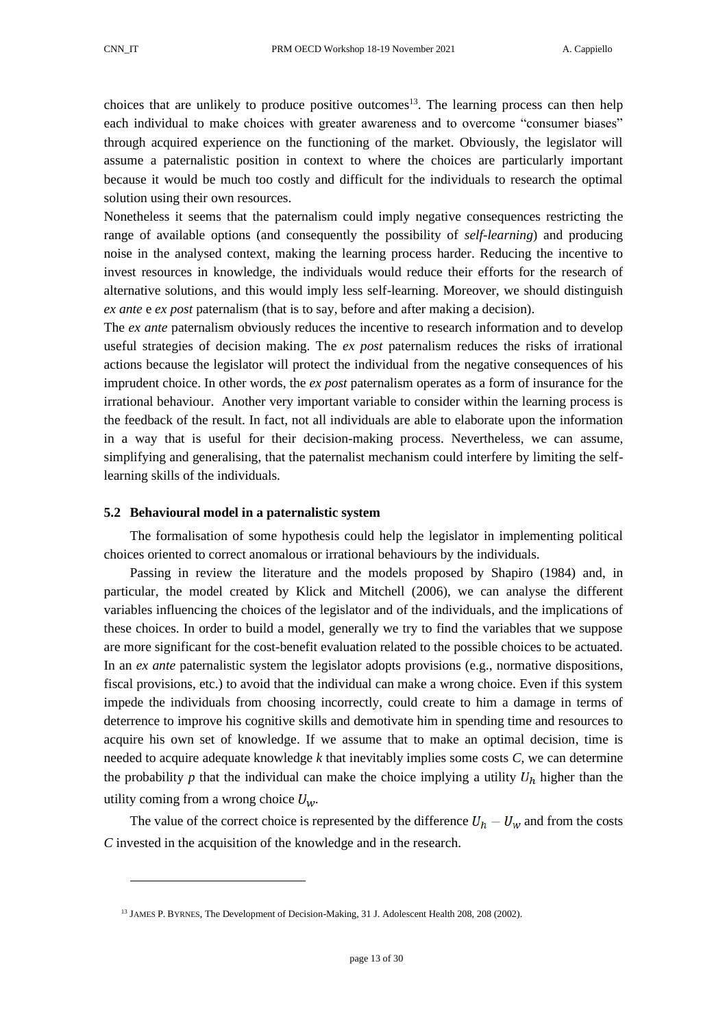choices that are unlikely to produce positive outcomes[13]. The learning process can then help each individual to make choices with greater awareness and to overcome "consumer biases" through acquired experience on the functioning of the market. Obviously, the legislator will assume a paternalistic position in context to where the choices are particularly important because it would be much too costly and difficult for the individuals to research the optimal solution using their own resources.

Nonetheless it seems that the paternalism could imply negative consequences restricting the range of available options (and consequently the possibility of *self-learning*) and producing noise in the analysed context, making the learning process harder. Reducing the incentive to invest resources in knowledge, the individuals would reduce their efforts for the research of alternative solutions, and this would imply less self-learning. Moreover, we should distinguish *ex ante* e *ex post* paternalism (that is to say, before and after making a decision).

The *ex ante* paternalism obviously reduces the incentive to research information and to develop useful strategies of decision making. The *ex post* paternalism reduces the risks of irrational actions because the legislator will protect the individual from the negative consequences of his imprudent choice. In other words, the *ex post* paternalism operates as a form of insurance for the irrational behaviour. Another very important variable to consider within the learning process is the feedback of the result. In fact, not all individuals are able to elaborate upon the information in a way that is useful for their decision-making process. Nevertheless, we can assume, simplifying and generalising, that the paternalist mechanism could interfere by limiting the self-learning skills of the individuals.

### 5.2 Behavioural model in a paternalistic system

The formalisation of some hypothesis could help the legislator in implementing political choices oriented to correct anomalous or irrational behaviours by the individuals.

Passing in review the literature and the models proposed by Shapiro (1984) and, in particular, the model created by Klick and Mitchell (2006), we can analyse the different variables influencing the choices of the legislator and of the individuals, and the implications of these choices. In order to build a model, generally we try to find the variables that we suppose are more significant for the cost-benefit evaluation related to the possible choices to be actuated. In an *ex ante* paternalistic system the legislator adopts provisions (e.g., normative dispositions, fiscal provisions, etc.) to avoid that the individual can make a wrong choice. Even if this system impede the individuals from choosing incorrectly, could create to him a damage in terms of deterrence to improve his cognitive skills and demotivate him in spending time and resources to acquire his own set of knowledge. If we assume that to make an optimal decision, time is needed to acquire adequate knowledge $k$ that inevitably implies some costs $C$, we can determine the probability $p$ that the individual can make the choice implying a utility $U_h$ higher than the utility coming from a wrong choice $U_w$.

The value of the correct choice is represented by the difference $U_h - U_w$ and from the costs $C$ invested in the acquisition of the knowledge and in the research.

---

[13] JAMES P. BYRNES, The Development of Decision-Making, 31 J. Adolescent Health 208, 208 (2002).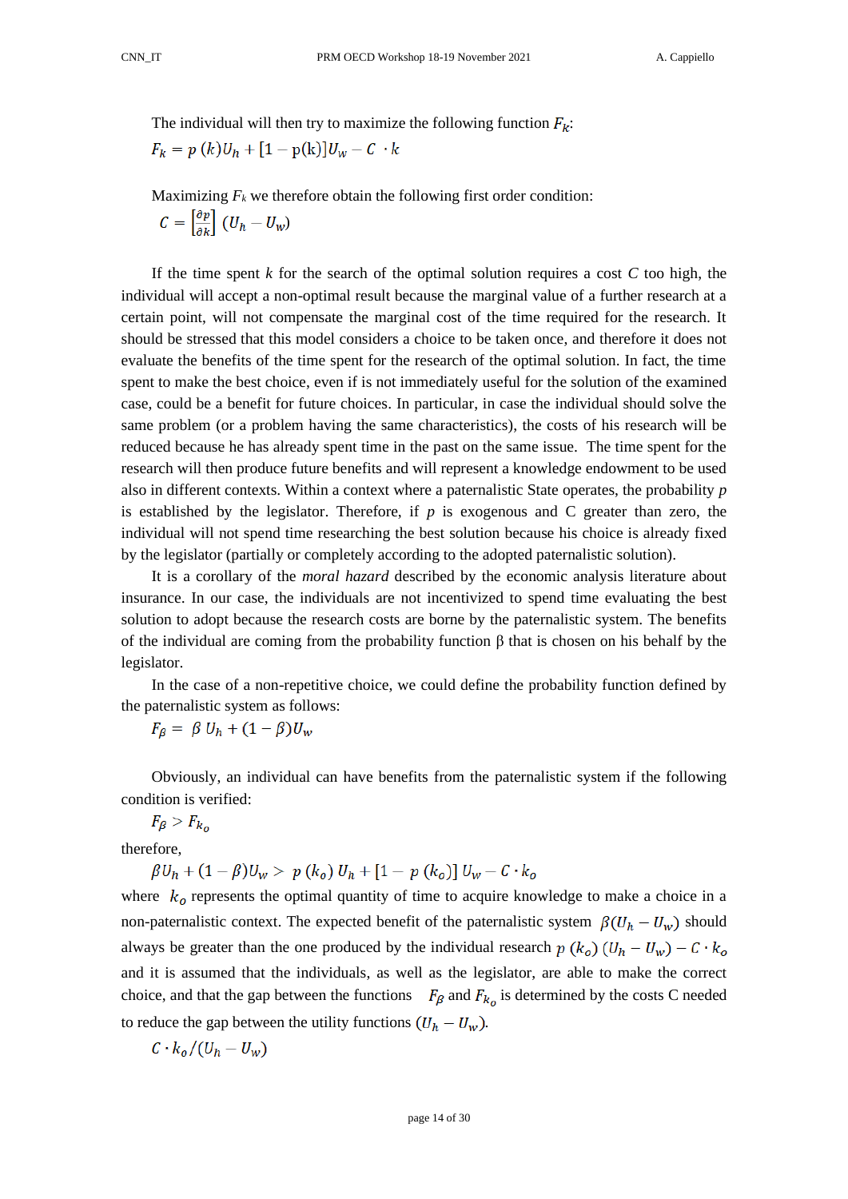The individual will then try to maximize the following function $F_k$:

$$F_k = p\,(k)U_h + [1 - \mathrm{p(k)}]U_w - C \ \cdot k$$

Maximizing $F_k$ we therefore obtain the following first order condition:

$$C = \left[\frac{\partial p}{\partial k}\right] (U_h - U_w)$$

If the time spent $k$ for the search of the optimal solution requires a cost $C$ too high, the individual will accept a non-optimal result because the marginal value of a further research at a certain point, will not compensate the marginal cost of the time required for the research. It should be stressed that this model considers a choice to be taken once, and therefore it does not evaluate the benefits of the time spent for the research of the optimal solution. In fact, the time spent to make the best choice, even if is not immediately useful for the solution of the examined case, could be a benefit for future choices. In particular, in case the individual should solve the same problem (or a problem having the same characteristics), the costs of his research will be reduced because he has already spent time in the past on the same issue. The time spent for the research will then produce future benefits and will represent a knowledge endowment to be used also in different contexts. Within a context where a paternalistic State operates, the probability $p$ is established by the legislator. Therefore, if $p$ is exogenous and C greater than zero, the individual will not spend time researching the best solution because his choice is already fixed by the legislator (partially or completely according to the adopted paternalistic solution).

It is a corollary of the *moral hazard* described by the economic analysis literature about insurance. In our case, the individuals are not incentivized to spend time evaluating the best solution to adopt because the research costs are borne by the paternalistic system. The benefits of the individual are coming from the probability function β that is chosen on his behalf by the legislator.

In the case of a non-repetitive choice, we could define the probability function defined by the paternalistic system as follows:

$$F_\beta = \ \beta \ U_h + (1 - \beta)U_w$$

Obviously, an individual can have benefits from the paternalistic system if the following condition is verified:

$$F_\beta > F_{k_o}$$

therefore,

$$\beta U_h + (1 - \beta)U_w > \ p\,(k_o)\ U_h + [1 - \ p\,(k_o)]\ U_w - C \cdot k_o$$

where $k_o$ represents the optimal quantity of time to acquire knowledge to make a choice in a non-paternalistic context. The expected benefit of the paternalistic system $\beta(U_h - U_w)$ should always be greater than the one produced by the individual research $p\,(k_o)\ (U_h - U_w) - C \cdot k_o$ and it is assumed that the individuals, as well as the legislator, are able to make the correct choice, and that the gap between the functions $F_\beta$ and $F_{k_o}$ is determined by the costs C needed to reduce the gap between the utility functions $(U_h - U_w)$.

$$C \cdot k_o / (U_h - U_w)$$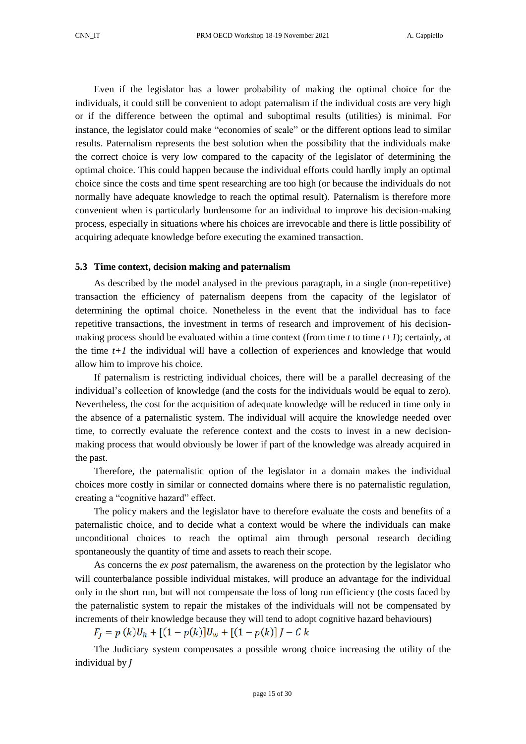Even if the legislator has a lower probability of making the optimal choice for the individuals, it could still be convenient to adopt paternalism if the individual costs are very high or if the difference between the optimal and suboptimal results (utilities) is minimal. For instance, the legislator could make "economies of scale" or the different options lead to similar results. Paternalism represents the best solution when the possibility that the individuals make the correct choice is very low compared to the capacity of the legislator of determining the optimal choice. This could happen because the individual efforts could hardly imply an optimal choice since the costs and time spent researching are too high (or because the individuals do not normally have adequate knowledge to reach the optimal result). Paternalism is therefore more convenient when is particularly burdensome for an individual to improve his decision-making process, especially in situations where his choices are irrevocable and there is little possibility of acquiring adequate knowledge before executing the examined transaction.

### 5.3 Time context, decision making and paternalism

As described by the model analysed in the previous paragraph, in a single (non-repetitive) transaction the efficiency of paternalism deepens from the capacity of the legislator of determining the optimal choice. Nonetheless in the event that the individual has to face repetitive transactions, the investment in terms of research and improvement of his decision-making process should be evaluated within a time context (from time $t$ to time $t+1$); certainly, at the time $t+1$ the individual will have a collection of experiences and knowledge that would allow him to improve his choice.

If paternalism is restricting individual choices, there will be a parallel decreasing of the individual's collection of knowledge (and the costs for the individuals would be equal to zero). Nevertheless, the cost for the acquisition of adequate knowledge will be reduced in time only in the absence of a paternalistic system. The individual will acquire the knowledge needed over time, to correctly evaluate the reference context and the costs to invest in a new decision-making process that would obviously be lower if part of the knowledge was already acquired in the past.

Therefore, the paternalistic option of the legislator in a domain makes the individual choices more costly in similar or connected domains where there is no paternalistic regulation, creating a "cognitive hazard" effect.

The policy makers and the legislator have to therefore evaluate the costs and benefits of a paternalistic choice, and to decide what a context would be where the individuals can make unconditional choices to reach the optimal aim through personal research deciding spontaneously the quantity of time and assets to reach their scope.

As concerns the *ex post* paternalism, the awareness on the protection by the legislator who will counterbalance possible individual mistakes, will produce an advantage for the individual only in the short run, but will not compensate the loss of long run efficiency (the costs faced by the paternalistic system to repair the mistakes of the individuals will not be compensated by increments of their knowledge because they will tend to adopt cognitive hazard behaviours)

$$F_J = p\,(k)U_h + [(1-p(k)]U_w + [(1-p(k)]\,J - C\,k$$

The Judiciary system compensates a possible wrong choice increasing the utility of the individual by $J$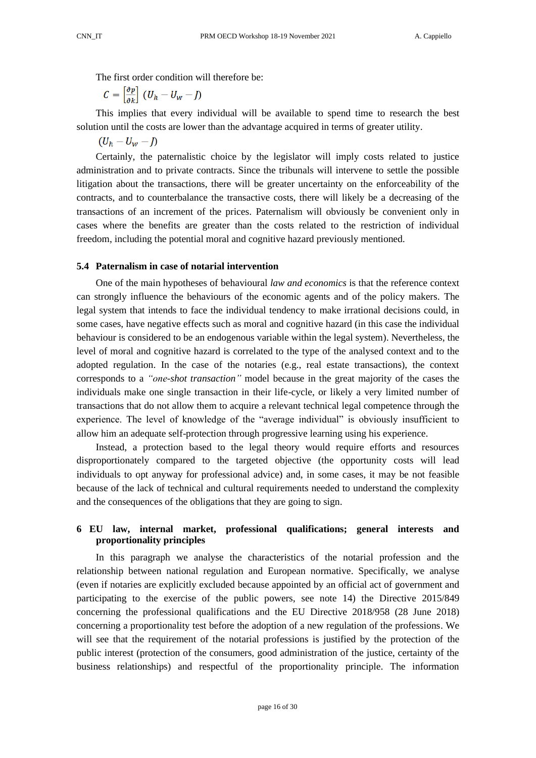The first order condition will therefore be:

$$C = \left[\frac{\partial p}{\partial k}\right] (U_h - U_w - J)$$

This implies that every individual will be available to spend time to research the best solution until the costs are lower than the advantage acquired in terms of greater utility.

$$(U_h - U_w - J)$$

Certainly, the paternalistic choice by the legislator will imply costs related to justice administration and to private contracts. Since the tribunals will intervene to settle the possible litigation about the transactions, there will be greater uncertainty on the enforceability of the contracts, and to counterbalance the transactive costs, there will likely be a decreasing of the transactions of an increment of the prices. Paternalism will obviously be convenient only in cases where the benefits are greater than the costs related to the restriction of individual freedom, including the potential moral and cognitive hazard previously mentioned.

### 5.4 Paternalism in case of notarial intervention

One of the main hypotheses of behavioural *law and economics* is that the reference context can strongly influence the behaviours of the economic agents and of the policy makers. The legal system that intends to face the individual tendency to make irrational decisions could, in some cases, have negative effects such as moral and cognitive hazard (in this case the individual behaviour is considered to be an endogenous variable within the legal system). Nevertheless, the level of moral and cognitive hazard is correlated to the type of the analysed context and to the adopted regulation. In the case of the notaries (e.g., real estate transactions), the context corresponds to a *"one-shot transaction"* model because in the great majority of the cases the individuals make one single transaction in their life-cycle, or likely a very limited number of transactions that do not allow them to acquire a relevant technical legal competence through the experience. The level of knowledge of the "average individual" is obviously insufficient to allow him an adequate self-protection through progressive learning using his experience.

Instead, a protection based to the legal theory would require efforts and resources disproportionately compared to the targeted objective (the opportunity costs will lead individuals to opt anyway for professional advice) and, in some cases, it may be not feasible because of the lack of technical and cultural requirements needed to understand the complexity and the consequences of the obligations that they are going to sign.

## 6 EU law, internal market, professional qualifications; general interests and proportionality principles

In this paragraph we analyse the characteristics of the notarial profession and the relationship between national regulation and European normative. Specifically, we analyse (even if notaries are explicitly excluded because appointed by an official act of government and participating to the exercise of the public powers, see note 14) the Directive 2015/849 concerning the professional qualifications and the EU Directive 2018/958 (28 June 2018) concerning a proportionality test before the adoption of a new regulation of the professions. We will see that the requirement of the notarial professions is justified by the protection of the public interest (protection of the consumers, good administration of the justice, certainty of the business relationships) and respectful of the proportionality principle. The information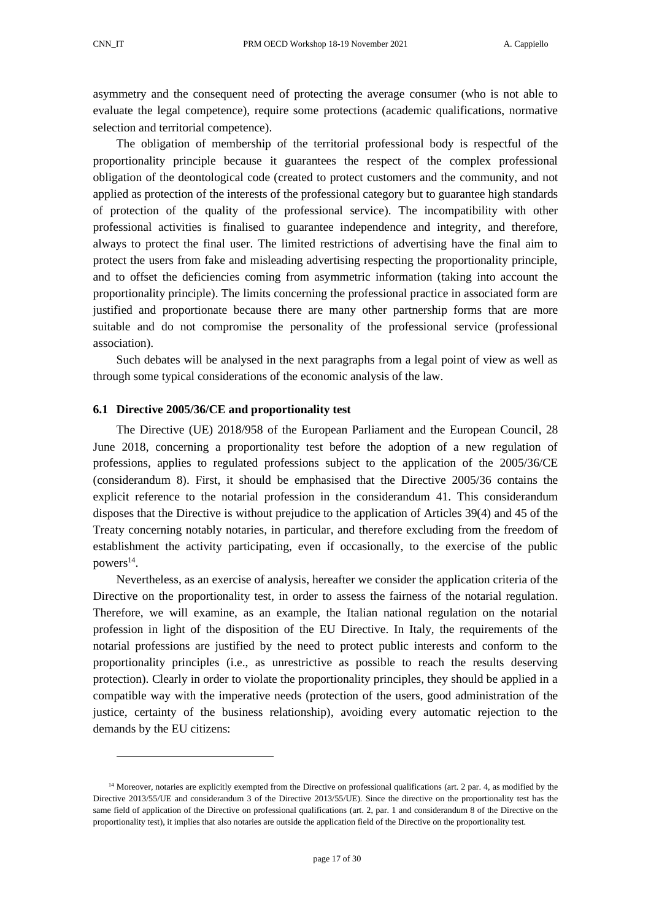asymmetry and the consequent need of protecting the average consumer (who is not able to evaluate the legal competence), require some protections (academic qualifications, normative selection and territorial competence).

The obligation of membership of the territorial professional body is respectful of the proportionality principle because it guarantees the respect of the complex professional obligation of the deontological code (created to protect customers and the community, and not applied as protection of the interests of the professional category but to guarantee high standards of protection of the quality of the professional service). The incompatibility with other professional activities is finalised to guarantee independence and integrity, and therefore, always to protect the final user. The limited restrictions of advertising have the final aim to protect the users from fake and misleading advertising respecting the proportionality principle, and to offset the deficiencies coming from asymmetric information (taking into account the proportionality principle). The limits concerning the professional practice in associated form are justified and proportionate because there are many other partnership forms that are more suitable and do not compromise the personality of the professional service (professional association).

Such debates will be analysed in the next paragraphs from a legal point of view as well as through some typical considerations of the economic analysis of the law.

### 6.1 Directive 2005/36/CE and proportionality test

The Directive (UE) 2018/958 of the European Parliament and the European Council, 28 June 2018, concerning a proportionality test before the adoption of a new regulation of professions, applies to regulated professions subject to the application of the 2005/36/CE (considerandum 8). First, it should be emphasised that the Directive 2005/36 contains the explicit reference to the notarial profession in the considerandum 41. This considerandum disposes that the Directive is without prejudice to the application of Articles 39(4) and 45 of the Treaty concerning notably notaries, in particular, and therefore excluding from the freedom of establishment the activity participating, even if occasionally, to the exercise of the public powers[14].

Nevertheless, as an exercise of analysis, hereafter we consider the application criteria of the Directive on the proportionality test, in order to assess the fairness of the notarial regulation. Therefore, we will examine, as an example, the Italian national regulation on the notarial profession in light of the disposition of the EU Directive. In Italy, the requirements of the notarial professions are justified by the need to protect public interests and conform to the proportionality principles (i.e., as unrestrictive as possible to reach the results deserving protection). Clearly in order to violate the proportionality principles, they should be applied in a compatible way with the imperative needs (protection of the users, good administration of the justice, certainty of the business relationship), avoiding every automatic rejection to the demands by the EU citizens:

---

[14] Moreover, notaries are explicitly exempted from the Directive on professional qualifications (art. 2 par. 4, as modified by the Directive 2013/55/UE and considerandum 3 of the Directive 2013/55/UE). Since the directive on the proportionality test has the same field of application of the Directive on professional qualifications (art. 2, par. 1 and considerandum 8 of the Directive on the proportionality test), it implies that also notaries are outside the application field of the Directive on the proportionality test.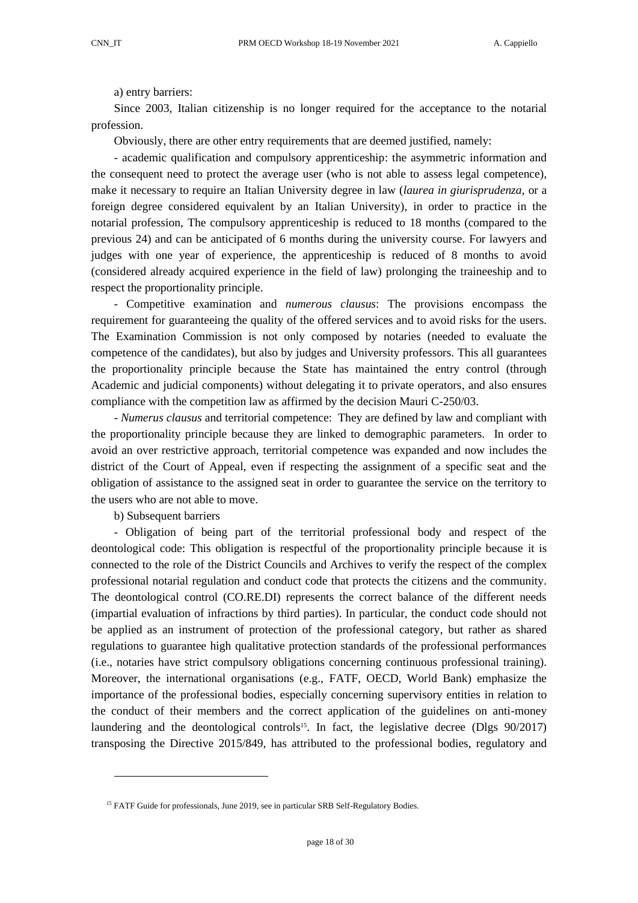a) entry barriers:

Since 2003, Italian citizenship is no longer required for the acceptance to the notarial profession.

Obviously, there are other entry requirements that are deemed justified, namely:

- academic qualification and compulsory apprenticeship: the asymmetric information and the consequent need to protect the average user (who is not able to assess legal competence), make it necessary to require an Italian University degree in law (*laurea in giurisprudenza*, or a foreign degree considered equivalent by an Italian University), in order to practice in the notarial profession, The compulsory apprenticeship is reduced to 18 months (compared to the previous 24) and can be anticipated of 6 months during the university course. For lawyers and judges with one year of experience, the apprenticeship is reduced of 8 months to avoid (considered already acquired experience in the field of law) prolonging the traineeship and to respect the proportionality principle.

- Competitive examination and *numerous clausus*: The provisions encompass the requirement for guaranteeing the quality of the offered services and to avoid risks for the users. The Examination Commission is not only composed by notaries (needed to evaluate the competence of the candidates), but also by judges and University professors. This all guarantees the proportionality principle because the State has maintained the entry control (through Academic and judicial components) without delegating it to private operators, and also ensures compliance with the competition law as affirmed by the decision Mauri C-250/03.

- *Numerus clausus* and territorial competence: They are defined by law and compliant with the proportionality principle because they are linked to demographic parameters. In order to avoid an over restrictive approach, territorial competence was expanded and now includes the district of the Court of Appeal, even if respecting the assignment of a specific seat and the obligation of assistance to the assigned seat in order to guarantee the service on the territory to the users who are not able to move.

b) Subsequent barriers

- Obligation of being part of the territorial professional body and respect of the deontological code: This obligation is respectful of the proportionality principle because it is connected to the role of the District Councils and Archives to verify the respect of the complex professional notarial regulation and conduct code that protects the citizens and the community. The deontological control (CO.RE.DI) represents the correct balance of the different needs (impartial evaluation of infractions by third parties). In particular, the conduct code should not be applied as an instrument of protection of the professional category, but rather as shared regulations to guarantee high qualitative protection standards of the professional performances (i.e., notaries have strict compulsory obligations concerning continuous professional training). Moreover, the international organisations (e.g., FATF, OECD, World Bank) emphasize the importance of the professional bodies, especially concerning supervisory entities in relation to the conduct of their members and the correct application of the guidelines on anti-money laundering and the deontological controls[15]. In fact, the legislative decree (Dlgs 90/2017) transposing the Directive 2015/849, has attributed to the professional bodies, regulatory and

---

[15] FATF Guide for professionals, June 2019, see in particular SRB Self-Regulatory Bodies.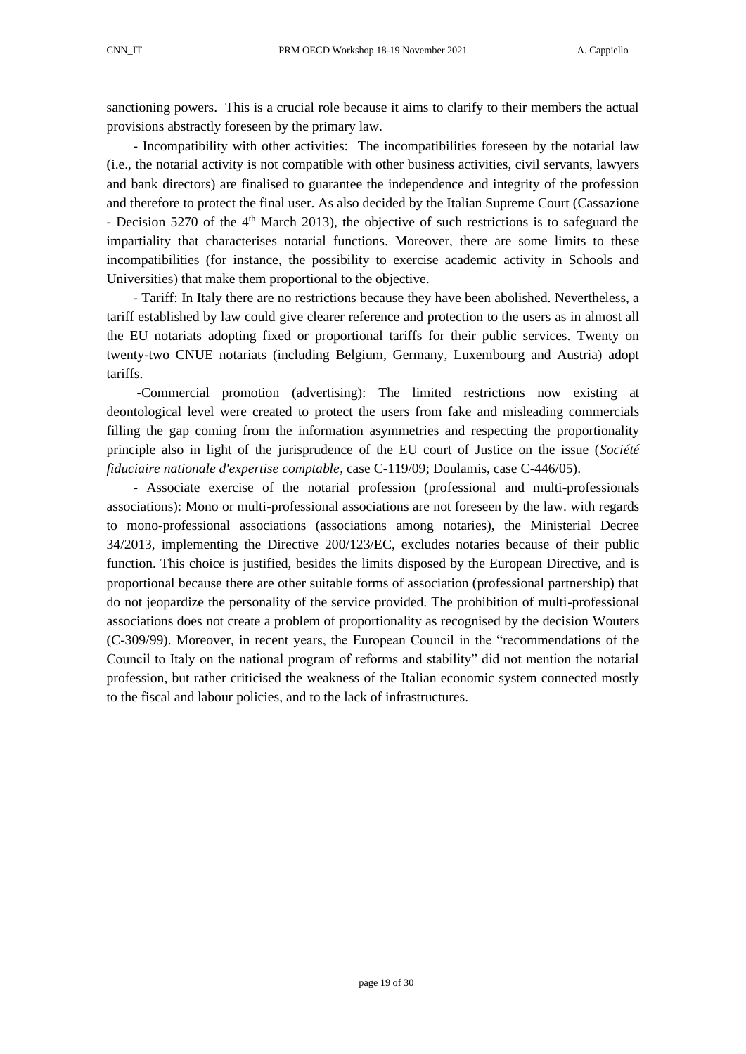sanctioning powers. This is a crucial role because it aims to clarify to their members the actual provisions abstractly foreseen by the primary law.

- Incompatibility with other activities: The incompatibilities foreseen by the notarial law (i.e., the notarial activity is not compatible with other business activities, civil servants, lawyers and bank directors) are finalised to guarantee the independence and integrity of the profession and therefore to protect the final user. As also decided by the Italian Supreme Court (Cassazione - Decision 5270 of the 4th March 2013), the objective of such restrictions is to safeguard the impartiality that characterises notarial functions. Moreover, there are some limits to these incompatibilities (for instance, the possibility to exercise academic activity in Schools and Universities) that make them proportional to the objective.

- Tariff: In Italy there are no restrictions because they have been abolished. Nevertheless, a tariff established by law could give clearer reference and protection to the users as in almost all the EU notariats adopting fixed or proportional tariffs for their public services. Twenty on twenty-two CNUE notariats (including Belgium, Germany, Luxembourg and Austria) adopt tariffs.

-Commercial promotion (advertising): The limited restrictions now existing at deontological level were created to protect the users from fake and misleading commercials filling the gap coming from the information asymmetries and respecting the proportionality principle also in light of the jurisprudence of the EU court of Justice on the issue (*Société fiduciaire nationale d'expertise comptable*, case C-119/09; Doulamis, case C-446/05).

- Associate exercise of the notarial profession (professional and multi-professionals associations): Mono or multi-professional associations are not foreseen by the law. with regards to mono-professional associations (associations among notaries), the Ministerial Decree 34/2013, implementing the Directive 200/123/EC, excludes notaries because of their public function. This choice is justified, besides the limits disposed by the European Directive, and is proportional because there are other suitable forms of association (professional partnership) that do not jeopardize the personality of the service provided. The prohibition of multi-professional associations does not create a problem of proportionality as recognised by the decision Wouters (C-309/99). Moreover, in recent years, the European Council in the "recommendations of the Council to Italy on the national program of reforms and stability" did not mention the notarial profession, but rather criticised the weakness of the Italian economic system connected mostly to the fiscal and labour policies, and to the lack of infrastructures.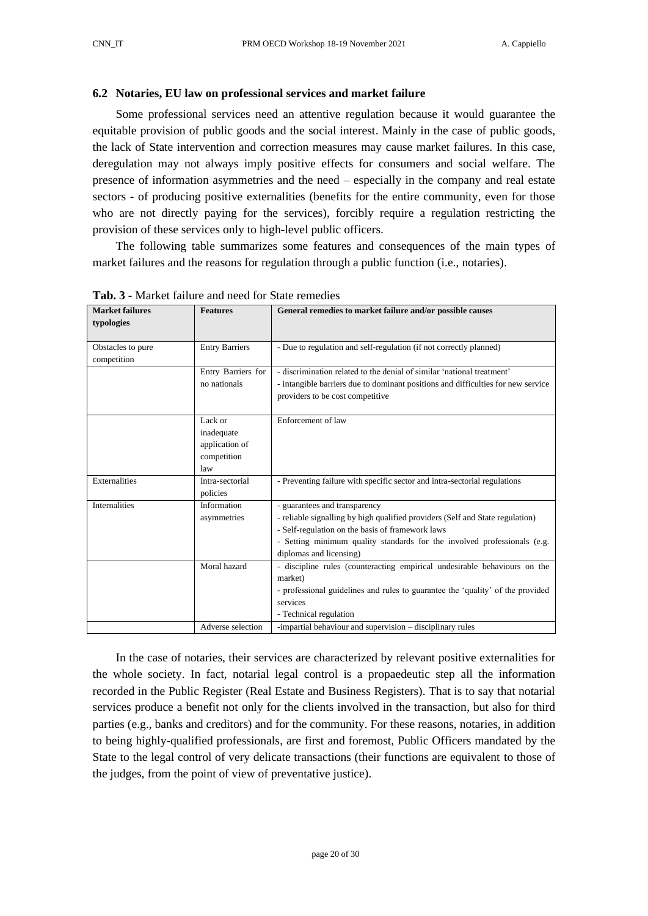### 6.2 Notaries, EU law on professional services and market failure

Some professional services need an attentive regulation because it would guarantee the equitable provision of public goods and the social interest. Mainly in the case of public goods, the lack of State intervention and correction measures may cause market failures. In this case, deregulation may not always imply positive effects for consumers and social welfare. The presence of information asymmetries and the need – especially in the company and real estate sectors - of producing positive externalities (benefits for the entire community, even for those who are not directly paying for the services), forcibly require a regulation restricting the provision of these services only to high-level public officers.

The following table summarizes some features and consequences of the main types of market failures and the reasons for regulation through a public function (i.e., notaries).

**Tab. 3** - Market failure and need for State remedies

| Market failures typologies | Features | General remedies to market failure and/or possible causes |
|---|---|---|
| Obstacles to pure competition | Entry Barriers | - Due to regulation and self-regulation (if not correctly planned) |
| | Entry Barriers for no nationals | - discrimination related to the denial of similar 'national treatment'<br>- intangible barriers due to dominant positions and difficulties for new service providers to be cost competitive |
| | Lack or inadequate application of competition law | Enforcement of law |
| Externalities | Intra-sectorial policies | - Preventing failure with specific sector and intra-sectorial regulations |
| Internalities | Information asymmetries | - guarantees and transparency<br>- reliable signalling by high qualified providers (Self and State regulation)<br>- Self-regulation on the basis of framework laws<br>- Setting minimum quality standards for the involved professionals (e.g. diplomas and licensing) |
| | Moral hazard | - discipline rules (counteracting empirical undesirable behaviours on the market)<br>- professional guidelines and rules to guarantee the 'quality' of the provided services<br>- Technical regulation |
| | Adverse selection | -impartial behaviour and supervision – disciplinary rules |

In the case of notaries, their services are characterized by relevant positive externalities for the whole society. In fact, notarial legal control is a propaedeutic step all the information recorded in the Public Register (Real Estate and Business Registers). That is to say that notarial services produce a benefit not only for the clients involved in the transaction, but also for third parties (e.g., banks and creditors) and for the community. For these reasons, notaries, in addition to being highly-qualified professionals, are first and foremost, Public Officers mandated by the State to the legal control of very delicate transactions (their functions are equivalent to those of the judges, from the point of view of preventative justice).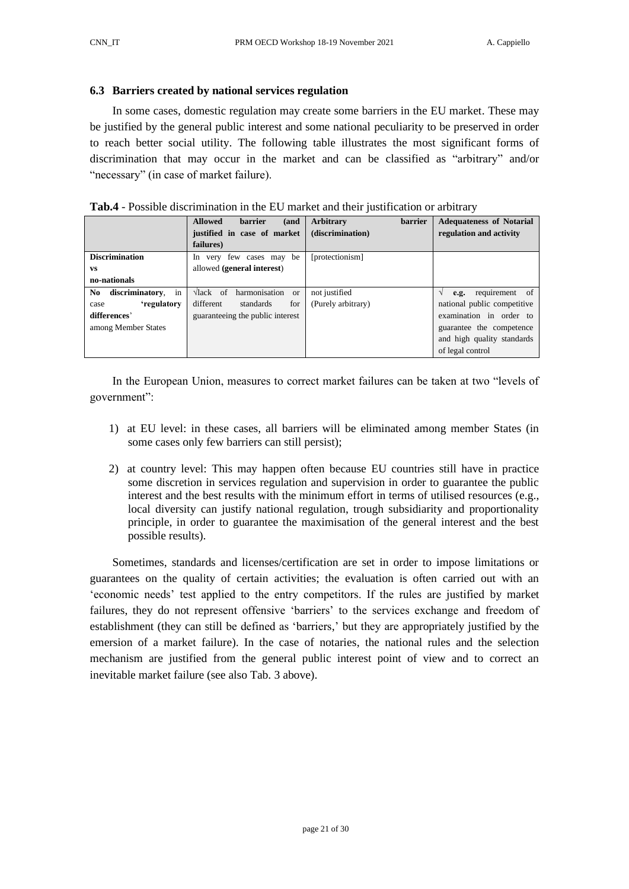### 6.3 Barriers created by national services regulation

In some cases, domestic regulation may create some barriers in the EU market. These may be justified by the general public interest and some national peculiarity to be preserved in order to reach better social utility. The following table illustrates the most significant forms of discrimination that may occur in the market and can be classified as "arbitrary" and/or "necessary" (in case of market failure).

**Tab.4** - Possible discrimination in the EU market and their justification or arbitrary

| | **Allowed barrier (and justified in case of market failures)** | **Arbitrary barrier (discrimination)** | **Adequateness of Notarial regulation and activity** |
|---|---|---|---|
| **Discrimination vs no-nationals** | In very few cases may be allowed **(general interest)** | [protectionism] | |
| **No discriminatory**, in case **'regulatory differences'** among Member States | √lack of harmonisation or different standards for guaranteeing the public interest | not justified (Purely arbitrary) | √ **e.g.** requirement of national public competitive examination in order to guarantee the competence and high quality standards of legal control |

In the European Union, measures to correct market failures can be taken at two "levels of government":

1) at EU level: in these cases, all barriers will be eliminated among member States (in some cases only few barriers can still persist);

2) at country level: This may happen often because EU countries still have in practice some discretion in services regulation and supervision in order to guarantee the public interest and the best results with the minimum effort in terms of utilised resources (e.g., local diversity can justify national regulation, trough subsidiarity and proportionality principle, in order to guarantee the maximisation of the general interest and the best possible results).

Sometimes, standards and licenses/certification are set in order to impose limitations or guarantees on the quality of certain activities; the evaluation is often carried out with an 'economic needs' test applied to the entry competitors. If the rules are justified by market failures, they do not represent offensive 'barriers' to the services exchange and freedom of establishment (they can still be defined as 'barriers,' but they are appropriately justified by the emersion of a market failure). In the case of notaries, the national rules and the selection mechanism are justified from the general public interest point of view and to correct an inevitable market failure (see also Tab. 3 above).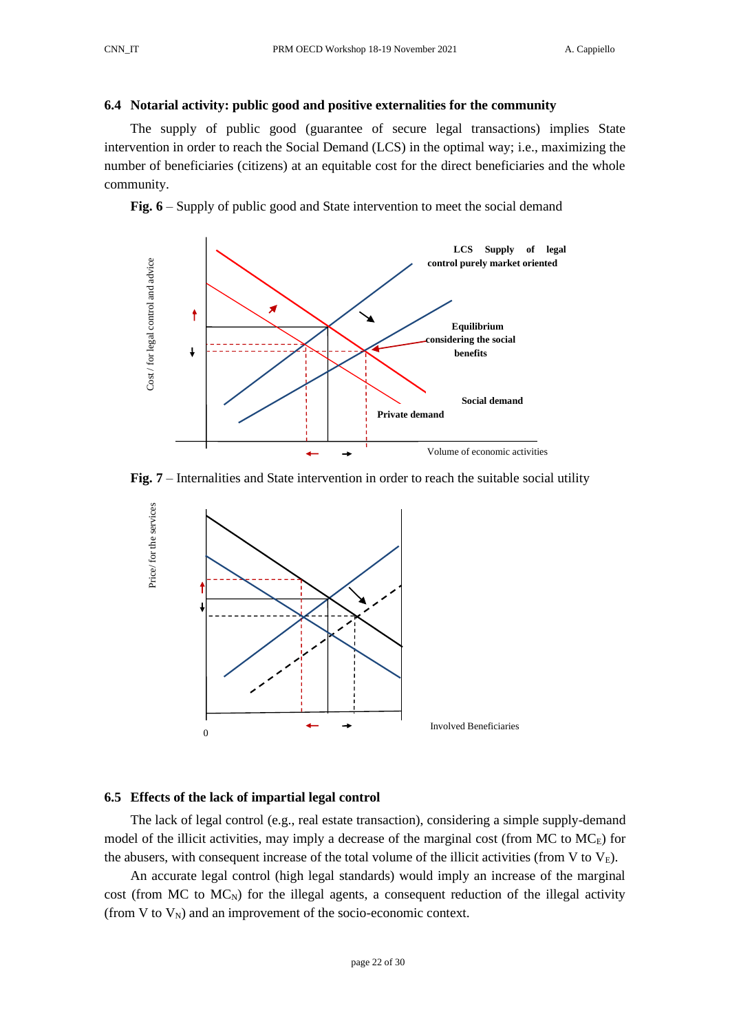### 6.4 Notarial activity: public good and positive externalities for the community

The supply of public good (guarantee of secure legal transactions) implies State intervention in order to reach the Social Demand (LCS) in the optimal way; i.e., maximizing the number of beneficiaries (citizens) at an equitable cost for the direct beneficiaries and the whole community.

**Fig. 6** – Supply of public good and State intervention to meet the social demand

Cost / for legal control and advice

LCS Supply of legal control purely market oriented

Equilibrium considering the social benefits

Social demand

Private demand

Volume of economic activities

**Fig. 7** – Internalities and State intervention in order to reach the suitable social utility

Price/ for the services

0

Involved Beneficiaries

### 6.5 Effects of the lack of impartial legal control

The lack of legal control (e.g., real estate transaction), considering a simple supply-demand model of the illicit activities, may imply a decrease of the marginal cost (from MC to $MC_E$) for the abusers, with consequent increase of the total volume of the illicit activities (from V to $V_E$).

An accurate legal control (high legal standards) would imply an increase of the marginal cost (from MC to $MC_N$) for the illegal agents, a consequent reduction of the illegal activity (from V to $V_N$) and an improvement of the socio-economic context.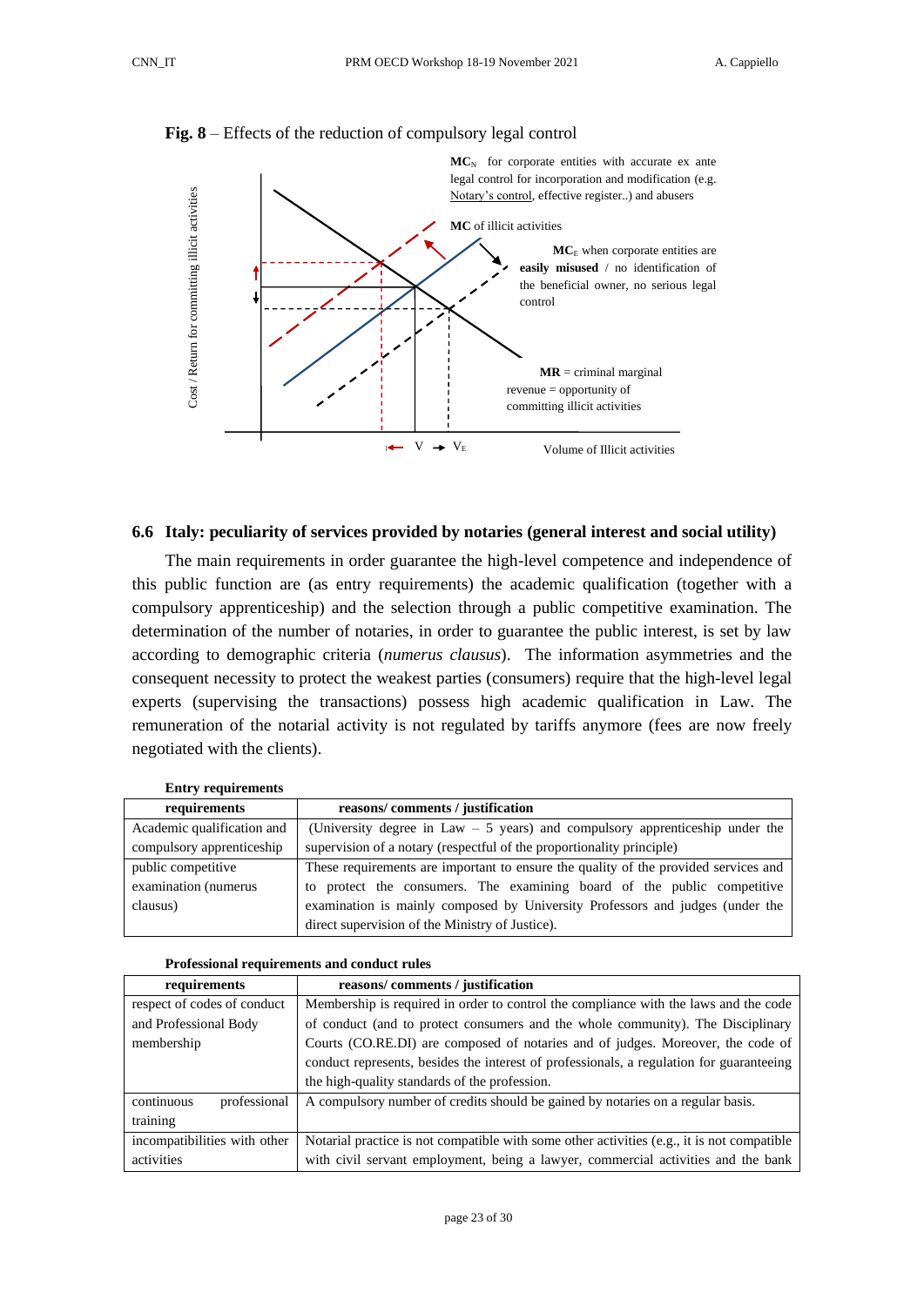**Fig. 8** – Effects of the reduction of compulsory legal control

$MC_N$ for corporate entities with accurate ex ante legal control for incorporation and modification (e.g. Notary's control, effective register..) and abusers

**MC** of illicit activities

$MC_E$ when corporate entities are **easily misused** / no identification of the beneficial owner, no serious legal control

**MR** = criminal marginal revenue = opportunity of committing illicit activities

Cost / Return for committing illicit activities

V → $V_E$

Volume of Illicit activities

## 6.6 Italy: peculiarity of services provided by notaries (general interest and social utility)

The main requirements in order guarantee the high-level competence and independence of this public function are (as entry requirements) the academic qualification (together with a compulsory apprenticeship) and the selection through a public competitive examination. The determination of the number of notaries, in order to guarantee the public interest, is set by law according to demographic criteria (*numerus clausus*). The information asymmetries and the consequent necessity to protect the weakest parties (consumers) require that the high-level legal experts (supervising the transactions) possess high academic qualification in Law. The remuneration of the notarial activity is not regulated by tariffs anymore (fees are now freely negotiated with the clients).

**Entry requirements**

| requirements | reasons/ comments / justification |
|---|---|
| Academic qualification and compulsory apprenticeship | (University degree in Law – 5 years) and compulsory apprenticeship under the supervision of a notary (respectful of the proportionality principle) |
| public competitive examination (numerus clausus) | These requirements are important to ensure the quality of the provided services and to protect the consumers. The examining board of the public competitive examination is mainly composed by University Professors and judges (under the direct supervision of the Ministry of Justice). |

**Professional requirements and conduct rules**

| requirements | reasons/ comments / justification |
|---|---|
| respect of codes of conduct and Professional Body membership | Membership is required in order to control the compliance with the laws and the code of conduct (and to protect consumers and the whole community). The Disciplinary Courts (CO.RE.DI) are composed of notaries and of judges. Moreover, the code of conduct represents, besides the interest of professionals, a regulation for guaranteeing the high-quality standards of the profession. |
| continuous professional training | A compulsory number of credits should be gained by notaries on a regular basis. |
| incompatibilities with other activities | Notarial practice is not compatible with some other activities (e.g., it is not compatible with civil servant employment, being a lawyer, commercial activities and the bank |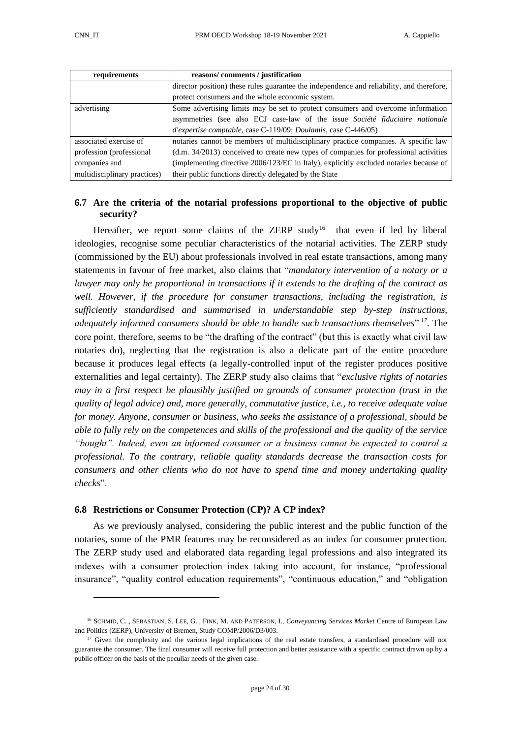| requirements | reasons/ comments / justification |
|---|---|
| | director position) these rules guarantee the independence and reliability, and therefore, protect consumers and the whole economic system. |
| advertising | Some advertising limits may be set to protect consumers and overcome information asymmetries (see also ECJ case-law of the issue *Société fiduciaire nationale d'expertise comptable*, case C-119/09; *Doulamis*, case C-446/05) |
| associated exercise of profession (professional companies and multidisciplinary practices) | notaries cannot be members of multidisciplinary practice companies. A specific law (d.m. 34/2013) conceived to create new types of companies for professional activities (implementing directive 2006/123/EC in Italy), explicitly excluded notaries because of their public functions directly delegated by the State |

### 6.7 Are the criteria of the notarial professions proportional to the objective of public security?

Hereafter, we report some claims of the ZERP study[16] that even if led by liberal ideologies, recognise some peculiar characteristics of the notarial activities. The ZERP study (commissioned by the EU) about professionals involved in real estate transactions, among many statements in favour of free market, also claims that "*mandatory intervention of a notary or a lawyer may only be proportional in transactions if it extends to the drafting of the contract as well. However, if the procedure for consumer transactions, including the registration, is sufficiently standardised and summarised in understandable step by-step instructions, adequately informed consumers should be able to handle such transactions themselves*" [17]. The core point, therefore, seems to be "the drafting of the contract" (but this is exactly what civil law notaries do), neglecting that the registration is also a delicate part of the entire procedure because it produces legal effects (a legally-controlled input of the register produces positive externalities and legal certainty). The ZERP study also claims that "*exclusive rights of notaries may in a first respect be plausibly justified on grounds of consumer protection (trust in the quality of legal advice) and, more generally, commutative justice, i.e., to receive adequate value for money. Anyone, consumer or business, who seeks the assistance of a professional, should be able to fully rely on the competences and skills of the professional and the quality of the service "bought". Indeed, even an informed consumer or a business cannot be expected to control a professional. To the contrary, reliable quality standards decrease the transaction costs for consumers and other clients who do not have to spend time and money undertaking quality checks*".

### 6.8 Restrictions or Consumer Protection (CP)? A CP index?

As we previously analysed, considering the public interest and the public function of the notaries, some of the PMR features may be reconsidered as an index for consumer protection. The ZERP study used and elaborated data regarding legal professions and also integrated its indexes with a consumer protection index taking into account, for instance, "professional insurance", "quality control education requirements", "continuous education," and "obligation

---

[16] SCHMID, C. , SEBASTIAN, S. LEE, G. , FINK, M. AND PATERSON, I., *Conveyancing Services Market* Centre of European Law and Politics (ZERP), University of Bremen, Study COMP/2006/D3/003.

[17] Given the complexity and the various legal implications of the real estate transfers, a standardised procedure will not guarantee the consumer. The final consumer will receive full protection and better assistance with a specific contract drawn up by a public officer on the basis of the peculiar needs of the given case.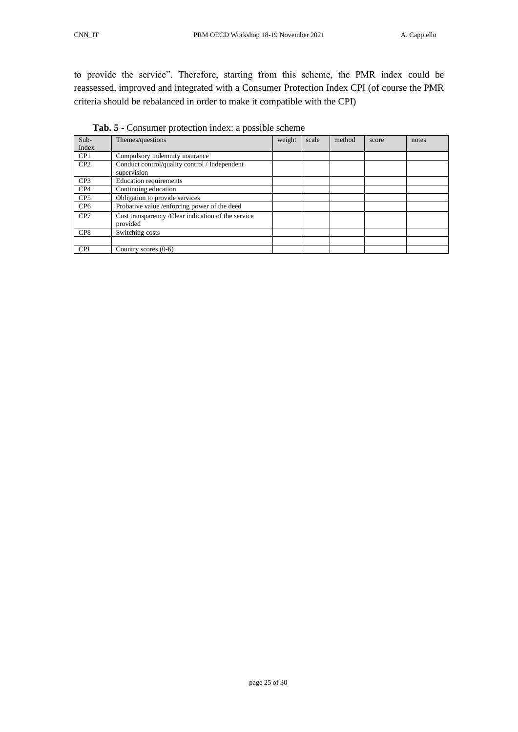to provide the service". Therefore, starting from this scheme, the PMR index could be reassessed, improved and integrated with a Consumer Protection Index CPI (of course the PMR criteria should be rebalanced in order to make it compatible with the CPI)

**Tab. 5** - Consumer protection index: a possible scheme

| Sub-Index | Themes/questions | weight | scale | method | score | notes |
|---|---|---|---|---|---|---|
| CP1 | Compulsory indemnity insurance | | | | | |
| CP2 | Conduct control/quality control / Independent supervision | | | | | |
| CP3 | Education requirements | | | | | |
| CP4 | Continuing education | | | | | |
| CP5 | Obligation to provide services | | | | | |
| CP6 | Probative value /enforcing power of the deed | | | | | |
| CP7 | Cost transparency /Clear indication of the service provided | | | | | |
| CP8 | Switching costs | | | | | |
| | | | | | | |
| CPI | Country scores (0-6) | | | | | |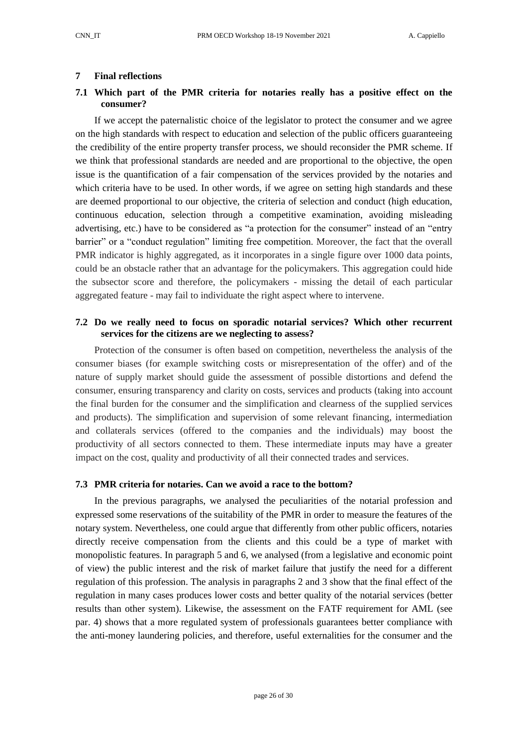## 7 Final reflections

### 7.1 Which part of the PMR criteria for notaries really has a positive effect on the consumer?

If we accept the paternalistic choice of the legislator to protect the consumer and we agree on the high standards with respect to education and selection of the public officers guaranteeing the credibility of the entire property transfer process, we should reconsider the PMR scheme. If we think that professional standards are needed and are proportional to the objective, the open issue is the quantification of a fair compensation of the services provided by the notaries and which criteria have to be used. In other words, if we agree on setting high standards and these are deemed proportional to our objective, the criteria of selection and conduct (high education, continuous education, selection through a competitive examination, avoiding misleading advertising, etc.) have to be considered as "a protection for the consumer" instead of an "entry barrier" or a "conduct regulation" limiting free competition. Moreover, the fact that the overall PMR indicator is highly aggregated, as it incorporates in a single figure over 1000 data points, could be an obstacle rather that an advantage for the policymakers. This aggregation could hide the subsector score and therefore, the policymakers - missing the detail of each particular aggregated feature - may fail to individuate the right aspect where to intervene.

### 7.2 Do we really need to focus on sporadic notarial services? Which other recurrent services for the citizens are we neglecting to assess?

Protection of the consumer is often based on competition, nevertheless the analysis of the consumer biases (for example switching costs or misrepresentation of the offer) and of the nature of supply market should guide the assessment of possible distortions and defend the consumer, ensuring transparency and clarity on costs, services and products (taking into account the final burden for the consumer and the simplification and clearness of the supplied services and products). The simplification and supervision of some relevant financing, intermediation and collaterals services (offered to the companies and the individuals) may boost the productivity of all sectors connected to them. These intermediate inputs may have a greater impact on the cost, quality and productivity of all their connected trades and services.

### 7.3 PMR criteria for notaries. Can we avoid a race to the bottom?

In the previous paragraphs, we analysed the peculiarities of the notarial profession and expressed some reservations of the suitability of the PMR in order to measure the features of the notary system. Nevertheless, one could argue that differently from other public officers, notaries directly receive compensation from the clients and this could be a type of market with monopolistic features. In paragraph 5 and 6, we analysed (from a legislative and economic point of view) the public interest and the risk of market failure that justify the need for a different regulation of this profession. The analysis in paragraphs 2 and 3 show that the final effect of the regulation in many cases produces lower costs and better quality of the notarial services (better results than other system). Likewise, the assessment on the FATF requirement for AML (see par. 4) shows that a more regulated system of professionals guarantees better compliance with the anti-money laundering policies, and therefore, useful externalities for the consumer and the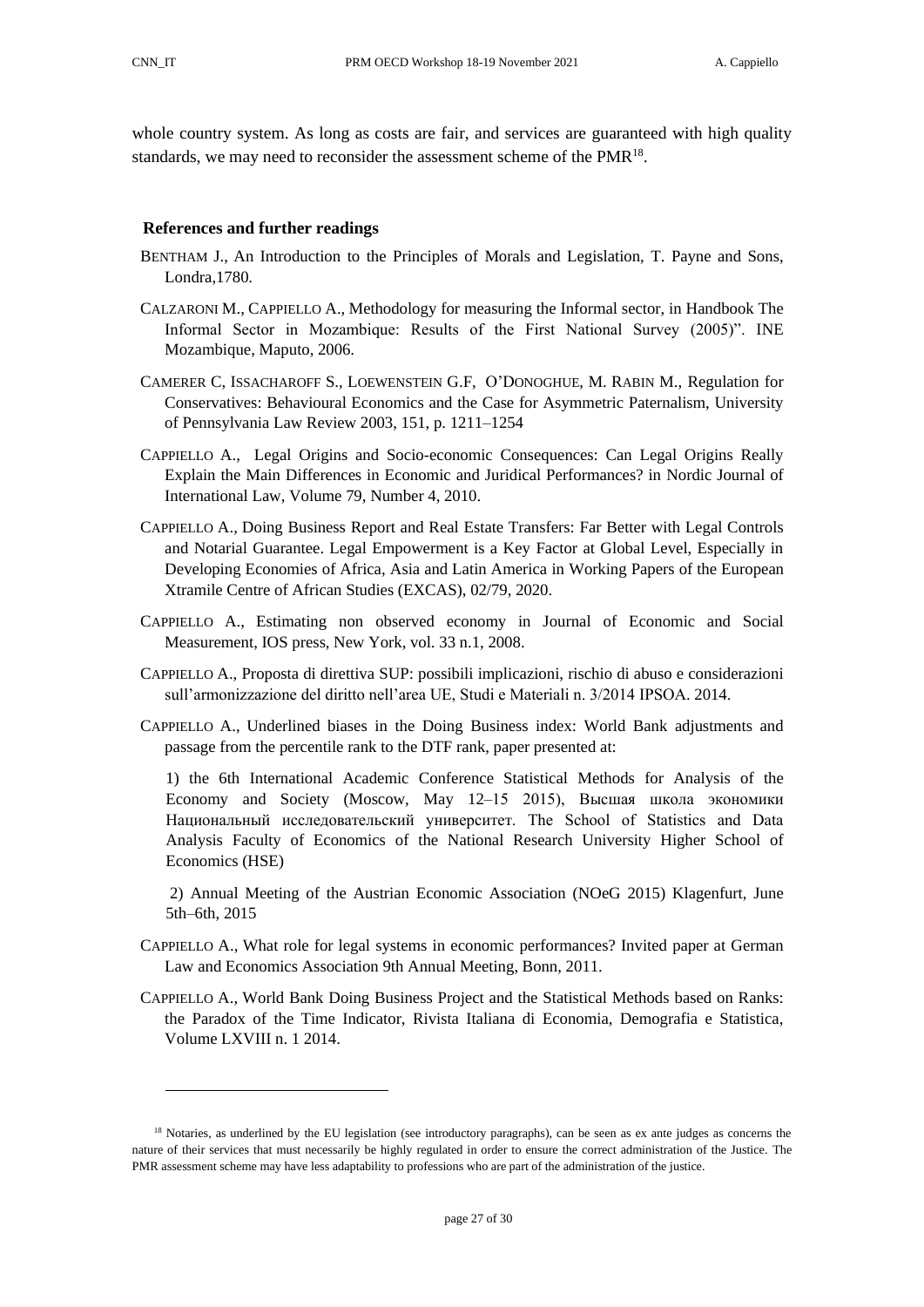whole country system. As long as costs are fair, and services are guaranteed with high quality standards, we may need to reconsider the assessment scheme of the PMR[18].

### References and further readings

BENTHAM J., An Introduction to the Principles of Morals and Legislation, T. Payne and Sons, Londra,1780.

CALZARONI M., CAPPIELLO A., Methodology for measuring the Informal sector, in Handbook The Informal Sector in Mozambique: Results of the First National Survey (2005)". INE Mozambique, Maputo, 2006.

CAMERER C, ISSACHAROFF S., LOEWENSTEIN G.F, O'DONOGHUE, M. RABIN M., Regulation for Conservatives: Behavioural Economics and the Case for Asymmetric Paternalism, University of Pennsylvania Law Review 2003, 151, p. 1211–1254

CAPPIELLO A., Legal Origins and Socio-economic Consequences: Can Legal Origins Really Explain the Main Differences in Economic and Juridical Performances? in Nordic Journal of International Law, Volume 79, Number 4, 2010.

CAPPIELLO A., Doing Business Report and Real Estate Transfers: Far Better with Legal Controls and Notarial Guarantee. Legal Empowerment is a Key Factor at Global Level, Especially in Developing Economies of Africa, Asia and Latin America in Working Papers of the European Xtramile Centre of African Studies (EXCAS), 02/79, 2020.

CAPPIELLO A., Estimating non observed economy in Journal of Economic and Social Measurement, IOS press, New York, vol. 33 n.1, 2008.

CAPPIELLO A., Proposta di direttiva SUP: possibili implicazioni, rischio di abuso e considerazioni sull'armonizzazione del diritto nell'area UE, Studi e Materiali n. 3/2014 IPSOA. 2014.

CAPPIELLO A., Underlined biases in the Doing Business index: World Bank adjustments and passage from the percentile rank to the DTF rank, paper presented at:

1) the 6th International Academic Conference Statistical Methods for Analysis of the Economy and Society (Moscow, May 12–15 2015), Высшая школа экономики Национальный исследовательский университет. The School of Statistics and Data Analysis Faculty of Economics of the National Research University Higher School of Economics (HSE)

2) Annual Meeting of the Austrian Economic Association (NOeG 2015) Klagenfurt, June 5th–6th, 2015

CAPPIELLO A., What role for legal systems in economic performances? Invited paper at German Law and Economics Association 9th Annual Meeting, Bonn, 2011.

CAPPIELLO A., World Bank Doing Business Project and the Statistical Methods based on Ranks: the Paradox of the Time Indicator, Rivista Italiana di Economia, Demografia e Statistica, Volume LXVIII n. 1 2014.

---

[18] Notaries, as underlined by the EU legislation (see introductory paragraphs), can be seen as ex ante judges as concerns the nature of their services that must necessarily be highly regulated in order to ensure the correct administration of the Justice. The PMR assessment scheme may have less adaptability to professions who are part of the administration of the justice.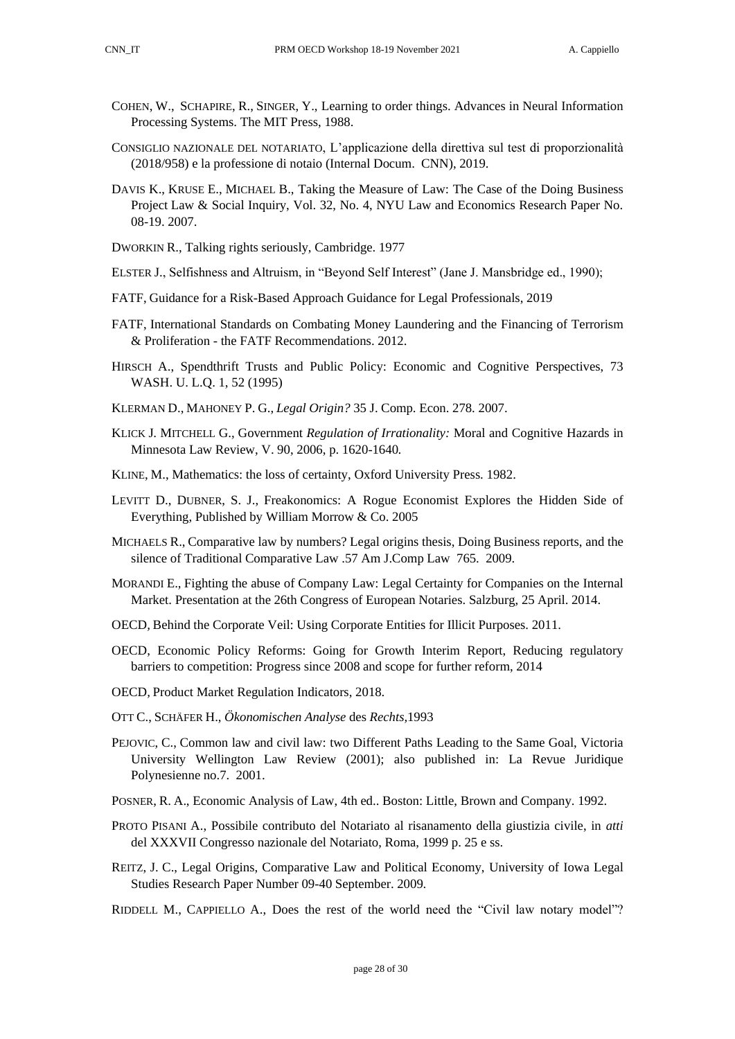COHEN, W., SCHAPIRE, R., SINGER, Y., Learning to order things. Advances in Neural Information Processing Systems. The MIT Press, 1988.

CONSIGLIO NAZIONALE DEL NOTARIATO, L'applicazione della direttiva sul test di proporzionalità (2018/958) e la professione di notaio (Internal Docum. CNN), 2019.

DAVIS K., KRUSE E., MICHAEL B., Taking the Measure of Law: The Case of the Doing Business Project Law & Social Inquiry, Vol. 32, No. 4, NYU Law and Economics Research Paper No. 08-19. 2007.

DWORKIN R., Talking rights seriously, Cambridge. 1977

ELSTER J., Selfishness and Altruism, in "Beyond Self Interest" (Jane J. Mansbridge ed., 1990);

FATF, Guidance for a Risk-Based Approach Guidance for Legal Professionals, 2019

FATF, International Standards on Combating Money Laundering and the Financing of Terrorism & Proliferation - the FATF Recommendations. 2012.

HIRSCH A., Spendthrift Trusts and Public Policy: Economic and Cognitive Perspectives, 73 WASH. U. L.Q. 1, 52 (1995)

KLERMAN D., MAHONEY P. G., *Legal Origin?* 35 J. Comp. Econ. 278. 2007.

KLICK J. MITCHELL G., Government *Regulation of Irrationality:* Moral and Cognitive Hazards in Minnesota Law Review, V. 90, 2006, p. 1620-1640*.*

KLINE, M., Mathematics: the loss of certainty, Oxford University Press. 1982.

LEVITT D., DUBNER, S. J., Freakonomics: A Rogue Economist Explores the Hidden Side of Everything, Published by William Morrow & Co. 2005

MICHAELS R., Comparative law by numbers? Legal origins thesis, Doing Business reports, and the silence of Traditional Comparative Law .57 Am J.Comp Law 765. 2009.

MORANDI E., Fighting the abuse of Company Law: Legal Certainty for Companies on the Internal Market. Presentation at the 26th Congress of European Notaries. Salzburg, 25 April. 2014.

OECD, Behind the Corporate Veil: Using Corporate Entities for Illicit Purposes. 2011.

OECD, Economic Policy Reforms: Going for Growth Interim Report, Reducing regulatory barriers to competition: Progress since 2008 and scope for further reform, 2014

OECD, Product Market Regulation Indicators, 2018.

OTT C., SCHÄFER H., *Ökonomischen Analyse* des *Rechts*,1993

PEJOVIC, C., Common law and civil law: two Different Paths Leading to the Same Goal, Victoria University Wellington Law Review (2001); also published in: La Revue Juridique Polynesienne no.7. 2001.

POSNER, R. A., Economic Analysis of Law, 4th ed.. Boston: Little, Brown and Company. 1992.

PROTO PISANI A., Possibile contributo del Notariato al risanamento della giustizia civile, in *atti* del XXXVII Congresso nazionale del Notariato, Roma, 1999 p. 25 e ss.

REITZ, J. C., Legal Origins, Comparative Law and Political Economy, University of Iowa Legal Studies Research Paper Number 09-40 September. 2009.

RIDDELL M., CAPPIELLO A., Does the rest of the world need the "Civil law notary model"?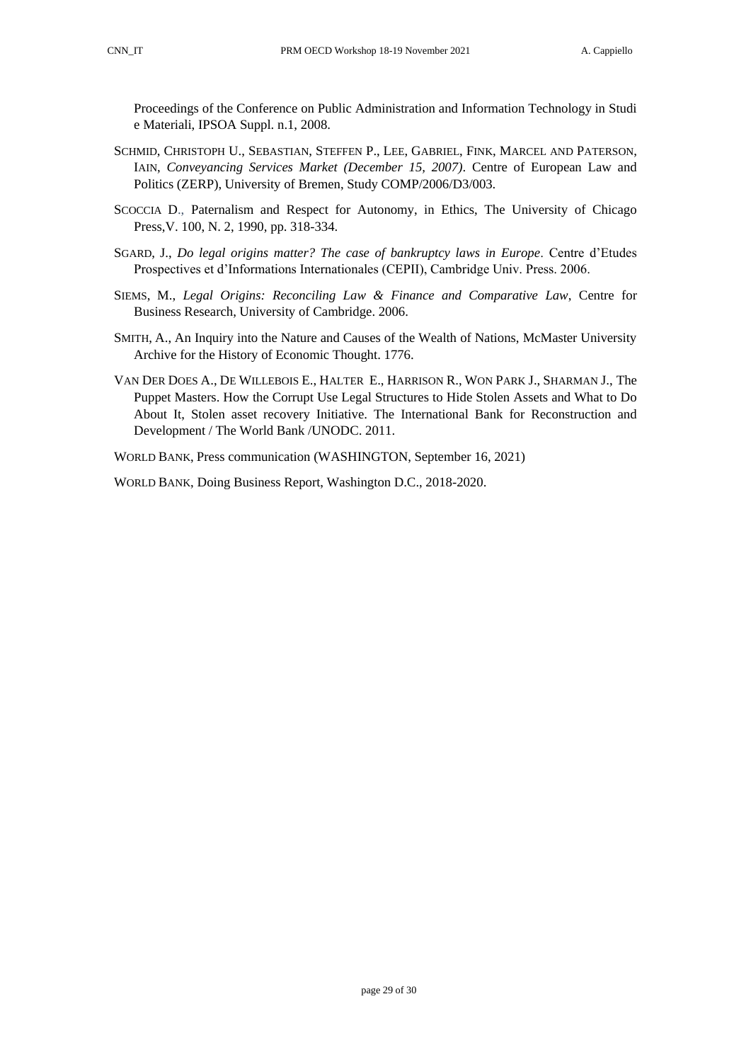Proceedings of the Conference on Public Administration and Information Technology in Studi e Materiali, IPSOA Suppl. n.1, 2008.

SCHMID, CHRISTOPH U., SEBASTIAN, STEFFEN P., LEE, GABRIEL, FINK, MARCEL AND PATERSON, IAIN, *Conveyancing Services Market (December 15, 2007)*. Centre of European Law and Politics (ZERP), University of Bremen, Study COMP/2006/D3/003.

SCOCCIA D., Paternalism and Respect for Autonomy, in Ethics, The University of Chicago Press,V. 100, N. 2, 1990, pp. 318-334.

SGARD, J., *Do legal origins matter? The case of bankruptcy laws in Europe*. Centre d'Etudes Prospectives et d'Informations Internationales (CEPII), Cambridge Univ. Press. 2006.

SIEMS, M., *Legal Origins: Reconciling Law & Finance and Comparative Law*, Centre for Business Research, University of Cambridge. 2006.

SMITH, A., An Inquiry into the Nature and Causes of the Wealth of Nations, McMaster University Archive for the History of Economic Thought. 1776.

VAN DER DOES A., DE WILLEBOIS E., HALTER E., HARRISON R., WON PARK J., SHARMAN J., The Puppet Masters. How the Corrupt Use Legal Structures to Hide Stolen Assets and What to Do About It, Stolen asset recovery Initiative. The International Bank for Reconstruction and Development / The World Bank /UNODC. 2011.

WORLD BANK, Press communication (WASHINGTON, September 16, 2021)

WORLD BANK, Doing Business Report, Washington D.C., 2018-2020.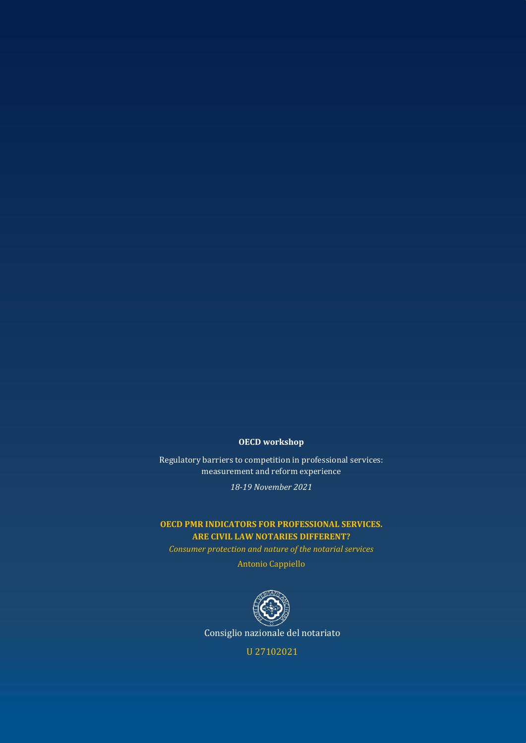**OECD workshop**

Regulatory barriers to competition in professional services: measurement and reform experience

*18-19 November 2021*

**OECD PMR INDICATORS FOR PROFESSIONAL SERVICES.**
**ARE CIVIL LAW NOTARIES DIFFERENT?**

*Consumer protection and nature of the notarial services*

Antonio Cappiello

Consiglio nazionale del notariato

U 27102021